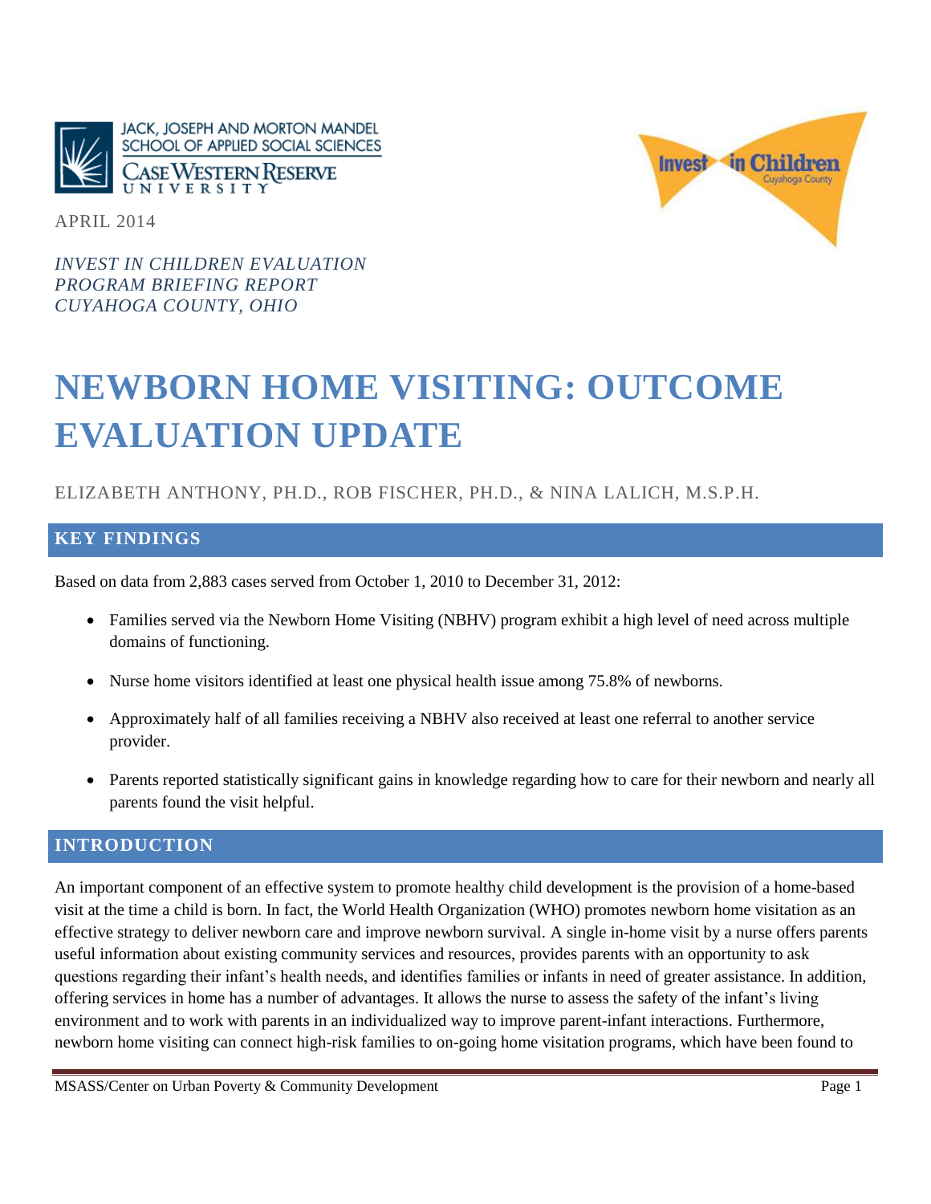JACK, JOSEPH AND MORTON MANDEL SCHOOL OF APPLIED SOCIAL SCIENCES
CASE WESTERN RESERVE UNIVERSITY

APRIL 2014

*INVEST IN CHILDREN EVALUATION*
*PROGRAM BRIEFING REPORT*
*CUYAHOGA COUNTY, OHIO*

# NEWBORN HOME VISITING: OUTCOME EVALUATION UPDATE

ELIZABETH ANTHONY, PH.D., ROB FISCHER, PH.D., & NINA LALICH, M.S.P.H.

## KEY FINDINGS

Based on data from 2,883 cases served from October 1, 2010 to December 31, 2012:

- Families served via the Newborn Home Visiting (NBHV) program exhibit a high level of need across multiple domains of functioning.
- Nurse home visitors identified at least one physical health issue among 75.8% of newborns.
- Approximately half of all families receiving a NBHV also received at least one referral to another service provider.
- Parents reported statistically significant gains in knowledge regarding how to care for their newborn and nearly all parents found the visit helpful.

## INTRODUCTION

An important component of an effective system to promote healthy child development is the provision of a home-based visit at the time a child is born. In fact, the World Health Organization (WHO) promotes newborn home visitation as an effective strategy to deliver newborn care and improve newborn survival. A single in-home visit by a nurse offers parents useful information about existing community services and resources, provides parents with an opportunity to ask questions regarding their infant's health needs, and identifies families or infants in need of greater assistance. In addition, offering services in home has a number of advantages. It allows the nurse to assess the safety of the infant's living environment and to work with parents in an individualized way to improve parent-infant interactions. Furthermore, newborn home visiting can connect high-risk families to on-going home visitation programs, which have been found to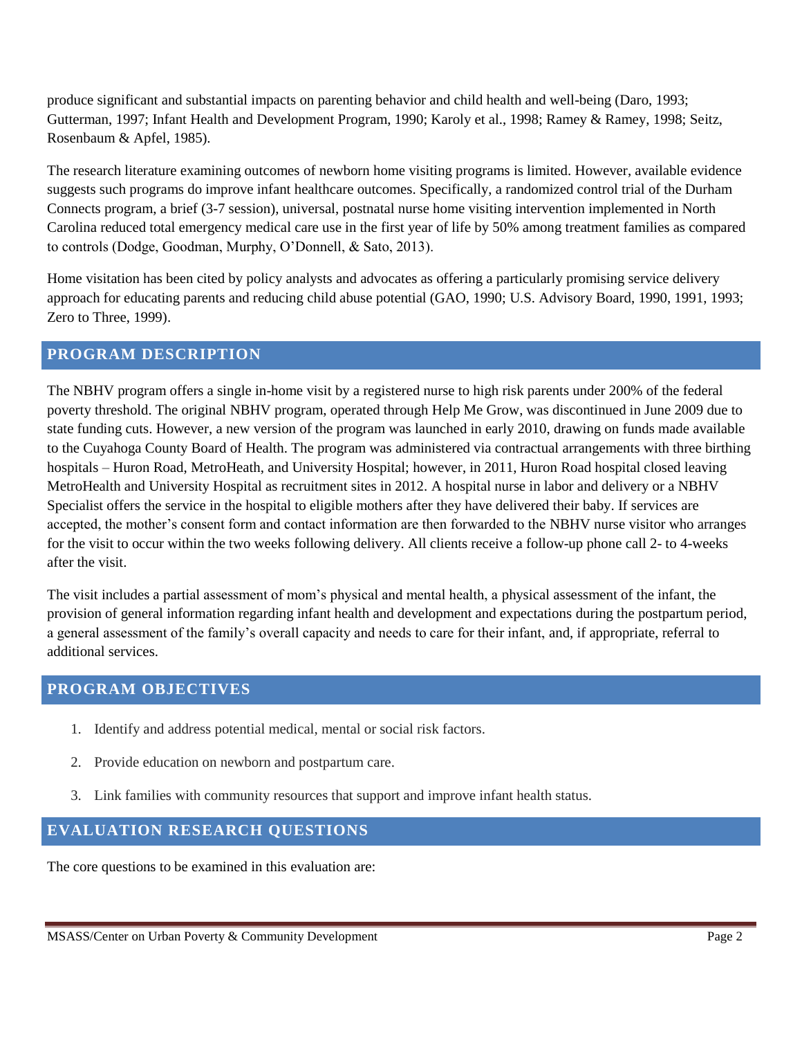produce significant and substantial impacts on parenting behavior and child health and well-being (Daro, 1993; Gutterman, 1997; Infant Health and Development Program, 1990; Karoly et al., 1998; Ramey & Ramey, 1998; Seitz, Rosenbaum & Apfel, 1985).

The research literature examining outcomes of newborn home visiting programs is limited. However, available evidence suggests such programs do improve infant healthcare outcomes. Specifically, a randomized control trial of the Durham Connects program, a brief (3-7 session), universal, postnatal nurse home visiting intervention implemented in North Carolina reduced total emergency medical care use in the first year of life by 50% among treatment families as compared to controls (Dodge, Goodman, Murphy, O'Donnell, & Sato, 2013).

Home visitation has been cited by policy analysts and advocates as offering a particularly promising service delivery approach for educating parents and reducing child abuse potential (GAO, 1990; U.S. Advisory Board, 1990, 1991, 1993; Zero to Three, 1999).

## PROGRAM DESCRIPTION

The NBHV program offers a single in-home visit by a registered nurse to high risk parents under 200% of the federal poverty threshold. The original NBHV program, operated through Help Me Grow, was discontinued in June 2009 due to state funding cuts. However, a new version of the program was launched in early 2010, drawing on funds made available to the Cuyahoga County Board of Health. The program was administered via contractual arrangements with three birthing hospitals – Huron Road, MetroHeath, and University Hospital; however, in 2011, Huron Road hospital closed leaving MetroHealth and University Hospital as recruitment sites in 2012. A hospital nurse in labor and delivery or a NBHV Specialist offers the service in the hospital to eligible mothers after they have delivered their baby. If services are accepted, the mother's consent form and contact information are then forwarded to the NBHV nurse visitor who arranges for the visit to occur within the two weeks following delivery. All clients receive a follow-up phone call 2- to 4-weeks after the visit.

The visit includes a partial assessment of mom's physical and mental health, a physical assessment of the infant, the provision of general information regarding infant health and development and expectations during the postpartum period, a general assessment of the family's overall capacity and needs to care for their infant, and, if appropriate, referral to additional services.

## PROGRAM OBJECTIVES

1. Identify and address potential medical, mental or social risk factors.
2. Provide education on newborn and postpartum care.
3. Link families with community resources that support and improve infant health status.

## EVALUATION RESEARCH QUESTIONS

The core questions to be examined in this evaluation are: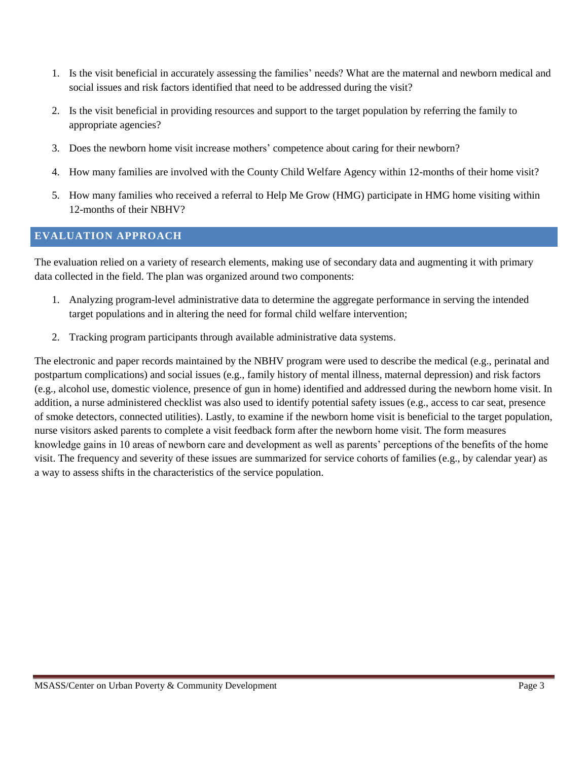1. Is the visit beneficial in accurately assessing the families' needs? What are the maternal and newborn medical and social issues and risk factors identified that need to be addressed during the visit?
2. Is the visit beneficial in providing resources and support to the target population by referring the family to appropriate agencies?
3. Does the newborn home visit increase mothers' competence about caring for their newborn?
4. How many families are involved with the County Child Welfare Agency within 12-months of their home visit?
5. How many families who received a referral to Help Me Grow (HMG) participate in HMG home visiting within 12-months of their NBHV?

## EVALUATION APPROACH

The evaluation relied on a variety of research elements, making use of secondary data and augmenting it with primary data collected in the field. The plan was organized around two components:

1. Analyzing program-level administrative data to determine the aggregate performance in serving the intended target populations and in altering the need for formal child welfare intervention;
2. Tracking program participants through available administrative data systems.

The electronic and paper records maintained by the NBHV program were used to describe the medical (e.g., perinatal and postpartum complications) and social issues (e.g., family history of mental illness, maternal depression) and risk factors (e.g., alcohol use, domestic violence, presence of gun in home) identified and addressed during the newborn home visit. In addition, a nurse administered checklist was also used to identify potential safety issues (e.g., access to car seat, presence of smoke detectors, connected utilities). Lastly, to examine if the newborn home visit is beneficial to the target population, nurse visitors asked parents to complete a visit feedback form after the newborn home visit. The form measures knowledge gains in 10 areas of newborn care and development as well as parents' perceptions of the benefits of the home visit. The frequency and severity of these issues are summarized for service cohorts of families (e.g., by calendar year) as a way to assess shifts in the characteristics of the service population.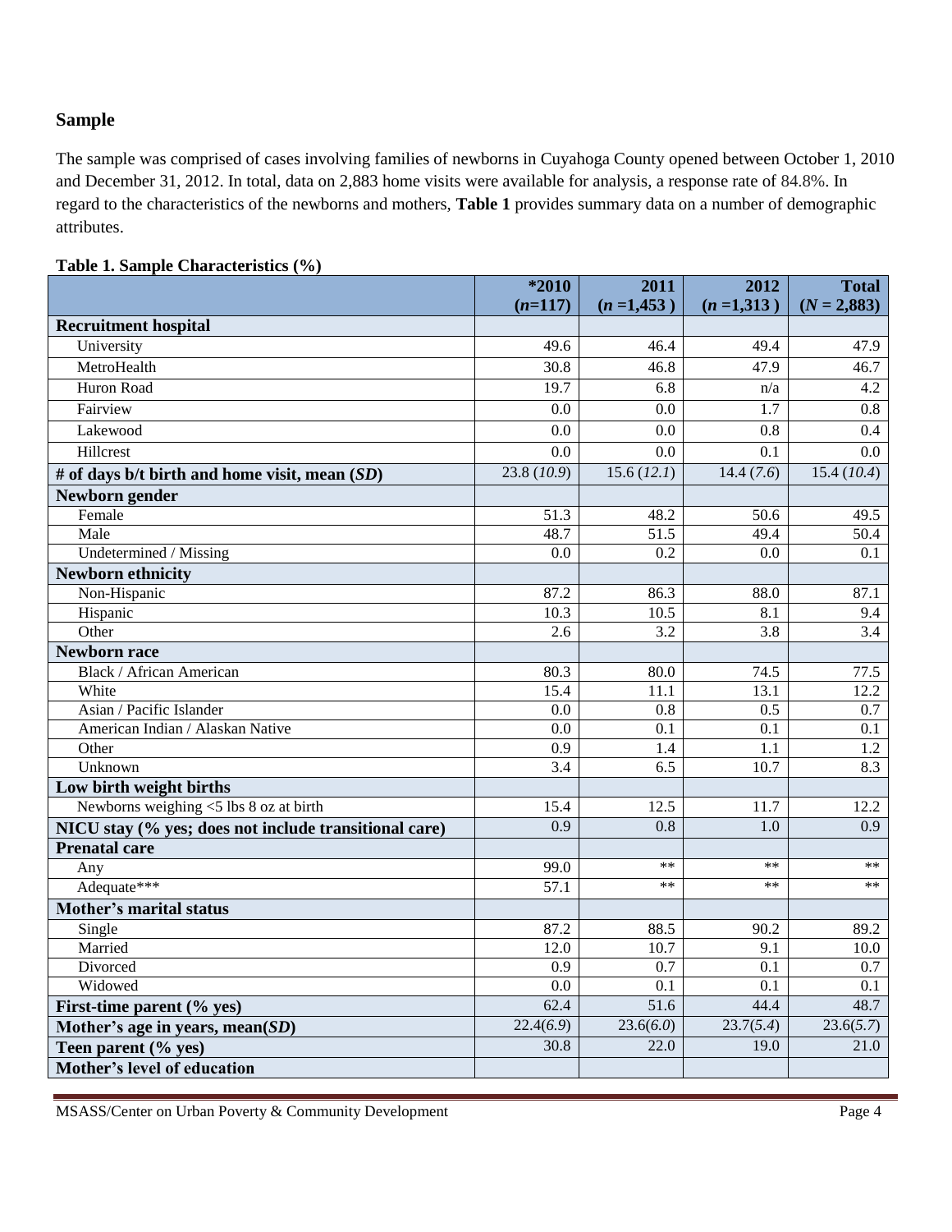## Sample

The sample was comprised of cases involving families of newborns in Cuyahoga County opened between October 1, 2010 and December 31, 2012. In total, data on 2,883 home visits were available for analysis, a response rate of 84.8%. In regard to the characteristics of the newborns and mothers, **Table 1** provides summary data on a number of demographic attributes.

**Table 1. Sample Characteristics (%)**

| | *2010 (*n*=117) | 2011 (*n* =1,453 ) | 2012 (*n* =1,313 ) | Total (*N* = 2,883) |
|---|---|---|---|---|
| **Recruitment hospital** | | | | |
| University | 49.6 | 46.4 | 49.4 | 47.9 |
| MetroHealth | 30.8 | 46.8 | 47.9 | 46.7 |
| Huron Road | 19.7 | 6.8 | n/a | 4.2 |
| Fairview | 0.0 | 0.0 | 1.7 | 0.8 |
| Lakewood | 0.0 | 0.0 | 0.8 | 0.4 |
| Hillcrest | 0.0 | 0.0 | 0.1 | 0.0 |
| **# of days b/t birth and home visit, mean (*SD*)** | 23.8 (*10.9*) | 15.6 (*12.1*) | 14.4 (*7.6*) | 15.4 (*10.4*) |
| **Newborn gender** | | | | |
| Female | 51.3 | 48.2 | 50.6 | 49.5 |
| Male | 48.7 | 51.5 | 49.4 | 50.4 |
| Undetermined / Missing | 0.0 | 0.2 | 0.0 | 0.1 |
| **Newborn ethnicity** | | | | |
| Non-Hispanic | 87.2 | 86.3 | 88.0 | 87.1 |
| Hispanic | 10.3 | 10.5 | 8.1 | 9.4 |
| Other | 2.6 | 3.2 | 3.8 | 3.4 |
| **Newborn race** | | | | |
| Black / African American | 80.3 | 80.0 | 74.5 | 77.5 |
| White | 15.4 | 11.1 | 13.1 | 12.2 |
| Asian / Pacific Islander | 0.0 | 0.8 | 0.5 | 0.7 |
| American Indian / Alaskan Native | 0.0 | 0.1 | 0.1 | 0.1 |
| Other | 0.9 | 1.4 | 1.1 | 1.2 |
| Unknown | 3.4 | 6.5 | 10.7 | 8.3 |
| **Low birth weight births** | | | | |
| Newborns weighing <5 lbs 8 oz at birth | 15.4 | 12.5 | 11.7 | 12.2 |
| **NICU stay (% yes; does not include transitional care)** | 0.9 | 0.8 | 1.0 | 0.9 |
| **Prenatal care** | | | | |
| Any | 99.0 | ** | ** | ** |
| Adequate*** | 57.1 | ** | ** | ** |
| **Mother's marital status** | | | | |
| Single | 87.2 | 88.5 | 90.2 | 89.2 |
| Married | 12.0 | 10.7 | 9.1 | 10.0 |
| Divorced | 0.9 | 0.7 | 0.1 | 0.7 |
| Widowed | 0.0 | 0.1 | 0.1 | 0.1 |
| **First-time parent (% yes)** | 62.4 | 51.6 | 44.4 | 48.7 |
| **Mother's age in years, mean(*SD*)** | 22.4(*6.9*) | 23.6(*6.0*) | 23.7(*5.4*) | 23.6(*5.7*) |
| **Teen parent (% yes)** | 30.8 | 22.0 | 19.0 | 21.0 |
| **Mother's level of education** | | | | |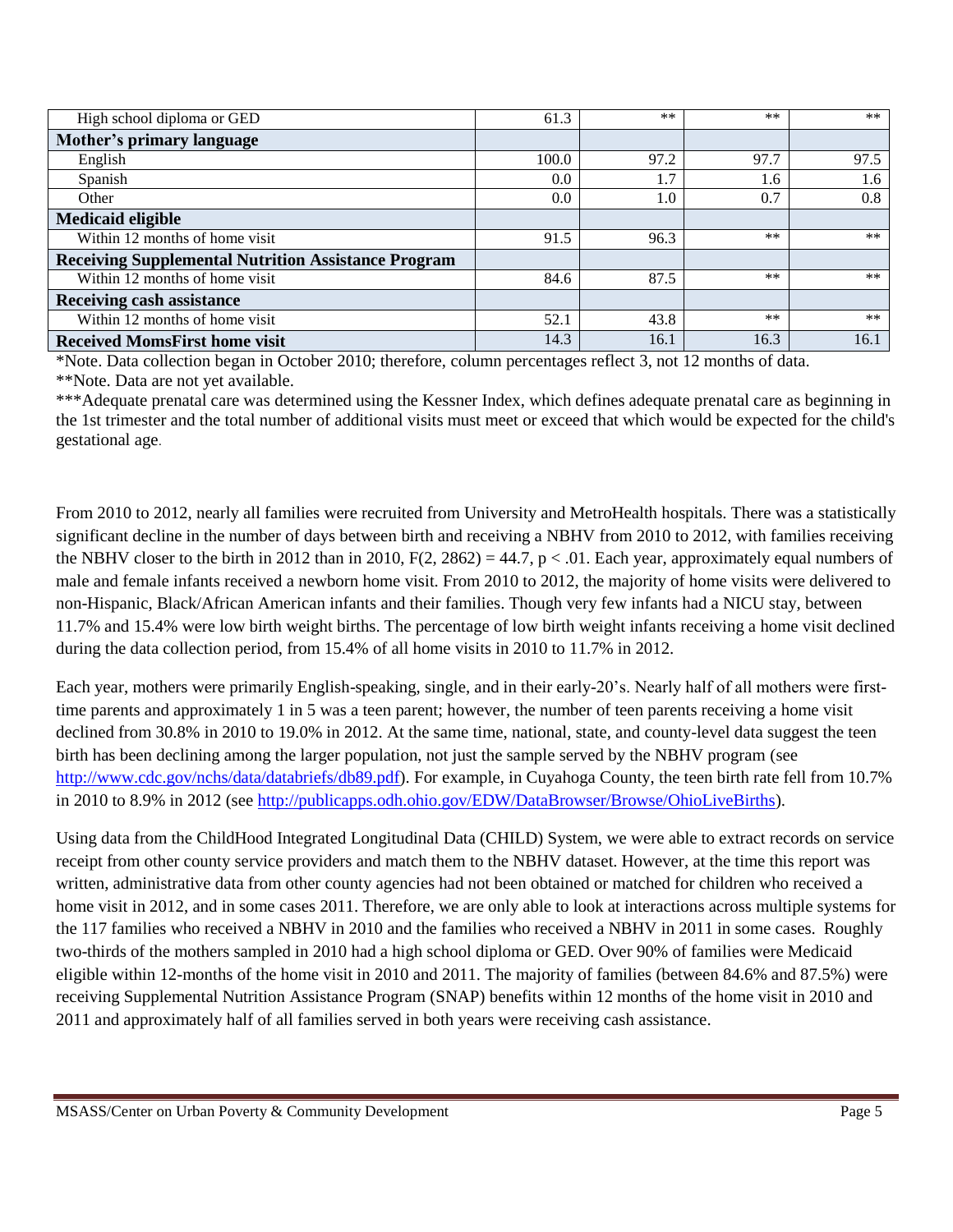| | | | | |
|---|---|---|---|---|
| High school diploma or GED | 61.3 | ** | ** | ** |
| **Mother's primary language** | | | | |
| English | 100.0 | 97.2 | 97.7 | 97.5 |
| Spanish | 0.0 | 1.7 | 1.6 | 1.6 |
| Other | 0.0 | 1.0 | 0.7 | 0.8 |
| **Medicaid eligible** | | | | |
| Within 12 months of home visit | 91.5 | 96.3 | ** | ** |
| **Receiving Supplemental Nutrition Assistance Program** | | | | |
| Within 12 months of home visit | 84.6 | 87.5 | ** | ** |
| **Receiving cash assistance** | | | | |
| Within 12 months of home visit | 52.1 | 43.8 | ** | ** |
| **Received MomsFirst home visit** | 14.3 | 16.1 | 16.3 | 16.1 |

*Note. Data collection began in October 2010; therefore, column percentages reflect 3, not 12 months of data.
**Note. Data are not yet available.
***Adequate prenatal care was determined using the Kessner Index, which defines adequate prenatal care as beginning in the 1st trimester and the total number of additional visits must meet or exceed that which would be expected for the child's gestational age.

From 2010 to 2012, nearly all families were recruited from University and MetroHealth hospitals. There was a statistically significant decline in the number of days between birth and receiving a NBHV from 2010 to 2012, with families receiving the NBHV closer to the birth in 2012 than in 2010, $F(2, 2862) = 44.7$, $p < .01$. Each year, approximately equal numbers of male and female infants received a newborn home visit. From 2010 to 2012, the majority of home visits were delivered to non-Hispanic, Black/African American infants and their families. Though very few infants had a NICU stay, between 11.7% and 15.4% were low birth weight births. The percentage of low birth weight infants receiving a home visit declined during the data collection period, from 15.4% of all home visits in 2010 to 11.7% in 2012.

Each year, mothers were primarily English-speaking, single, and in their early-20's. Nearly half of all mothers were first-time parents and approximately 1 in 5 was a teen parent; however, the number of teen parents receiving a home visit declined from 30.8% in 2010 to 19.0% in 2012. At the same time, national, state, and county-level data suggest the teen birth has been declining among the larger population, not just the sample served by the NBHV program (see http://www.cdc.gov/nchs/data/databriefs/db89.pdf). For example, in Cuyahoga County, the teen birth rate fell from 10.7% in 2010 to 8.9% in 2012 (see http://publicapps.odh.ohio.gov/EDW/DataBrowser/Browse/OhioLiveBirths).

Using data from the ChildHood Integrated Longitudinal Data (CHILD) System, we were able to extract records on service receipt from other county service providers and match them to the NBHV dataset. However, at the time this report was written, administrative data from other county agencies had not been obtained or matched for children who received a home visit in 2012, and in some cases 2011. Therefore, we are only able to look at interactions across multiple systems for the 117 families who received a NBHV in 2010 and the families who received a NBHV in 2011 in some cases. Roughly two-thirds of the mothers sampled in 2010 had a high school diploma or GED. Over 90% of families were Medicaid eligible within 12-months of the home visit in 2010 and 2011. The majority of families (between 84.6% and 87.5%) were receiving Supplemental Nutrition Assistance Program (SNAP) benefits within 12 months of the home visit in 2010 and 2011 and approximately half of all families served in both years were receiving cash assistance.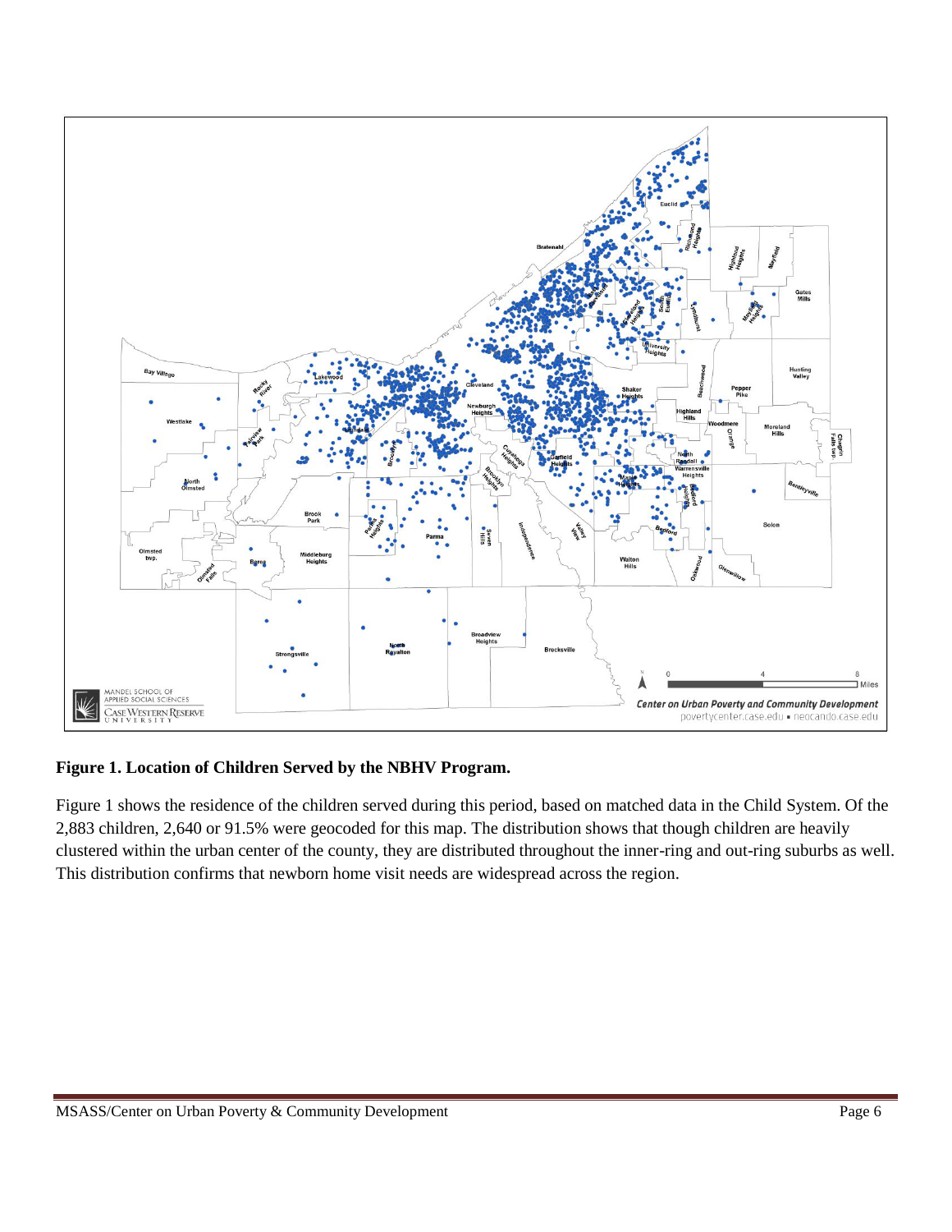**Figure 1. Location of Children Served by the NBHV Program.**

Figure 1 shows the residence of the children served during this period, based on matched data in the Child System. Of the 2,883 children, 2,640 or 91.5% were geocoded for this map. The distribution shows that though children are heavily clustered within the urban center of the county, they are distributed throughout the inner-ring and out-ring suburbs as well. This distribution confirms that newborn home visit needs are widespread across the region.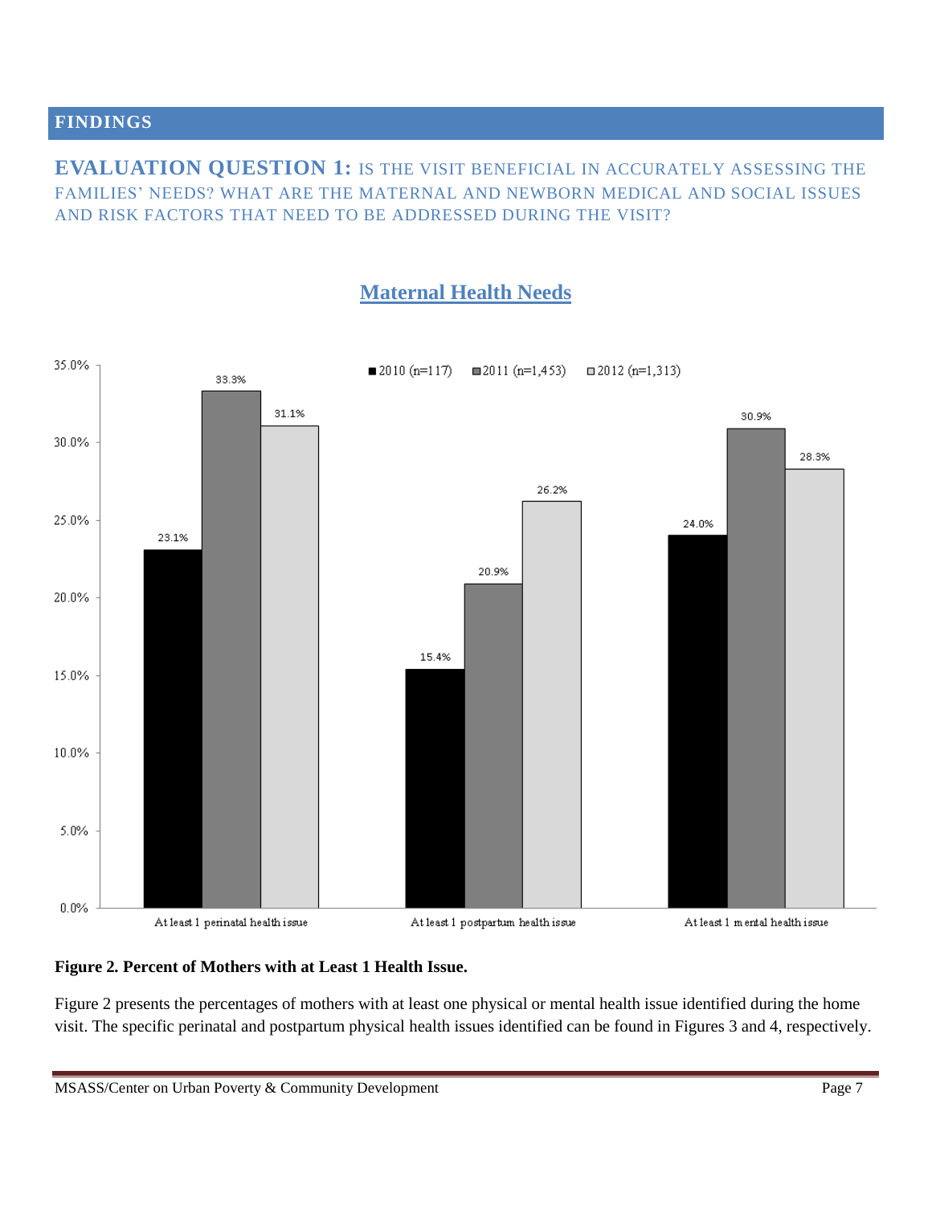## FINDINGS

### EVALUATION QUESTION 1: IS THE VISIT BENEFICIAL IN ACCURATELY ASSESSING THE FAMILIES' NEEDS? WHAT ARE THE MATERNAL AND NEWBORN MEDICAL AND SOCIAL ISSUES AND RISK FACTORS THAT NEED TO BE ADDRESSED DURING THE VISIT?

### Maternal Health Needs

| | 2010 (n=117) | 2011 (n=1,453) | 2012 (n=1,313) |
|---|---|---|---|
| At least 1 perinatal health issue | 23.1% | 33.3% | 31.1% |
| At least 1 postpartum health issue | 15.4% | 20.9% | 26.2% |
| At least 1 mental health issue | 24.0% | 30.9% | 28.3% |

**Figure 2. Percent of Mothers with at Least 1 Health Issue.**

Figure 2 presents the percentages of mothers with at least one physical or mental health issue identified during the home visit. The specific perinatal and postpartum physical health issues identified can be found in Figures 3 and 4, respectively.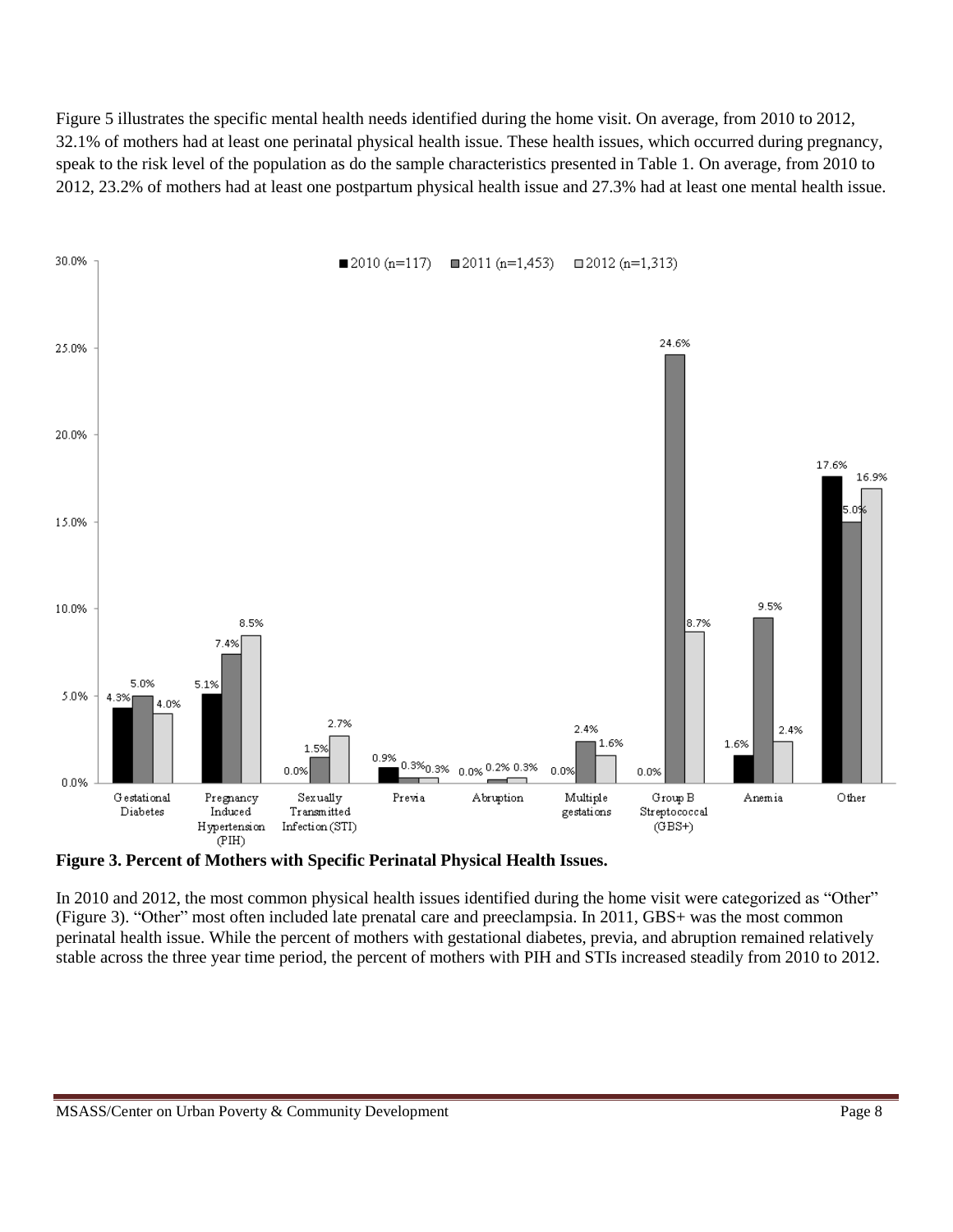Figure 5 illustrates the specific mental health needs identified during the home visit. On average, from 2010 to 2012, 32.1% of mothers had at least one perinatal physical health issue. These health issues, which occurred during pregnancy, speak to the risk level of the population as do the sample characteristics presented in Table 1. On average, from 2010 to 2012, 23.2% of mothers had at least one postpartum physical health issue and 27.3% had at least one mental health issue.

| | 2010 (n=117) | 2011 (n=1,453) | 2012 (n=1,313) |
|---|---|---|---|
| Gestational Diabetes | 4.3% | 5.0% | 4.0% |
| Pregnancy Induced Hypertension (PIH) | 5.1% | 7.4% | 8.5% |
| Sexually Transmitted Infection (STI) | 0.0% | 1.5% | 2.7% |
| Previa | 0.9% | 0.3% | 0.3% |
| Abruption | 0.0% | 0.2% | 0.3% |
| Multiple gestations | 0.0% | 2.4% | 1.6% |
| Group B Streptococcal (GBS+) | 0.0% | 24.6% | 8.7% |
| Anemia | 1.6% | 9.5% | 2.4% |
| Other | 17.6% | 15.0% | 16.9% |

**Figure 3. Percent of Mothers with Specific Perinatal Physical Health Issues.**

In 2010 and 2012, the most common physical health issues identified during the home visit were categorized as "Other" (Figure 3). "Other" most often included late prenatal care and preeclampsia. In 2011, GBS+ was the most common perinatal health issue. While the percent of mothers with gestational diabetes, previa, and abruption remained relatively stable across the three year time period, the percent of mothers with PIH and STIs increased steadily from 2010 to 2012.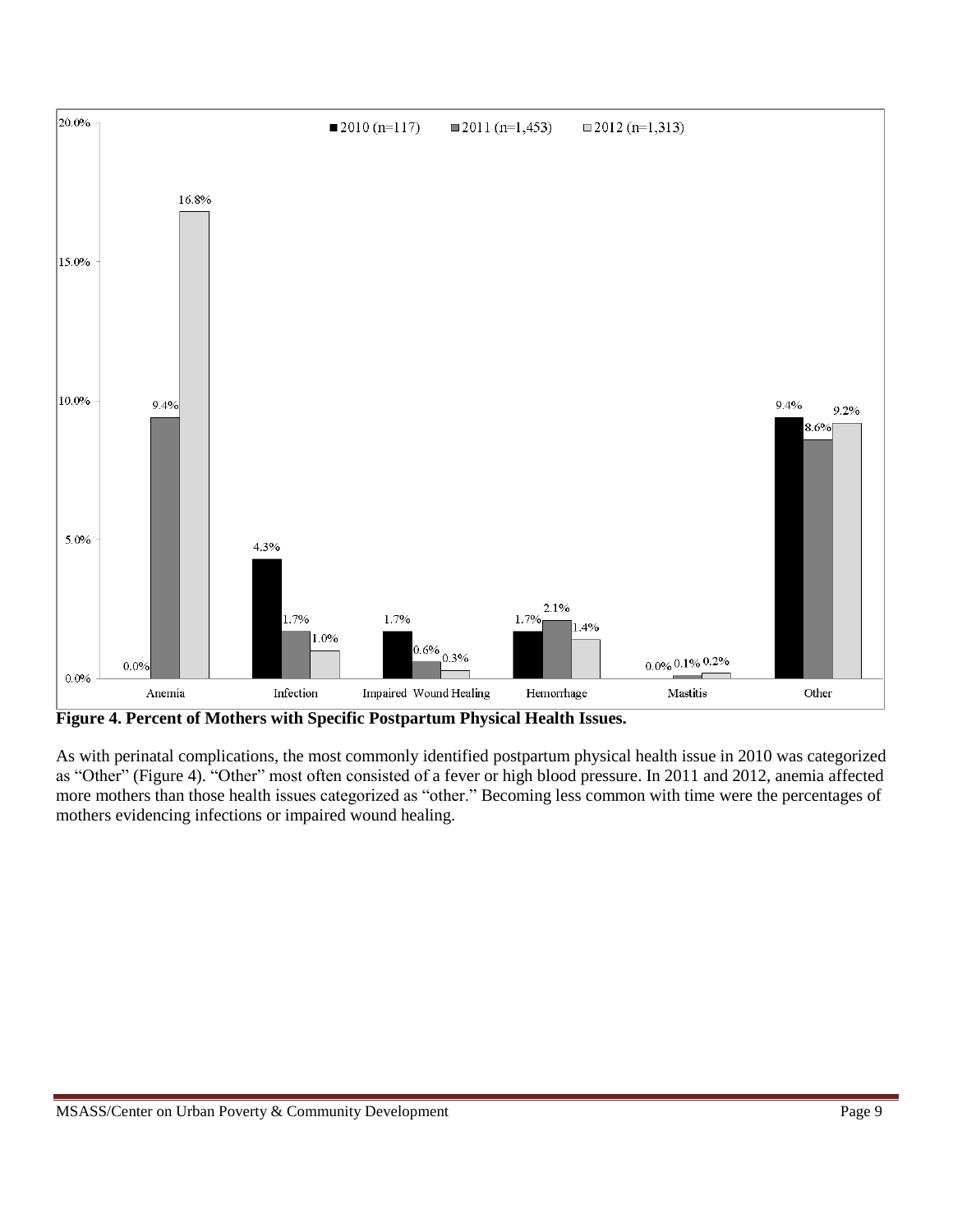**Figure 4. Percent of Mothers with Specific Postpartum Physical Health Issues.**

As with perinatal complications, the most commonly identified postpartum physical health issue in 2010 was categorized as "Other" (Figure 4). "Other" most often consisted of a fever or high blood pressure. In 2011 and 2012, anemia affected more mothers than those health issues categorized as "other." Becoming less common with time were the percentages of mothers evidencing infections or impaired wound healing.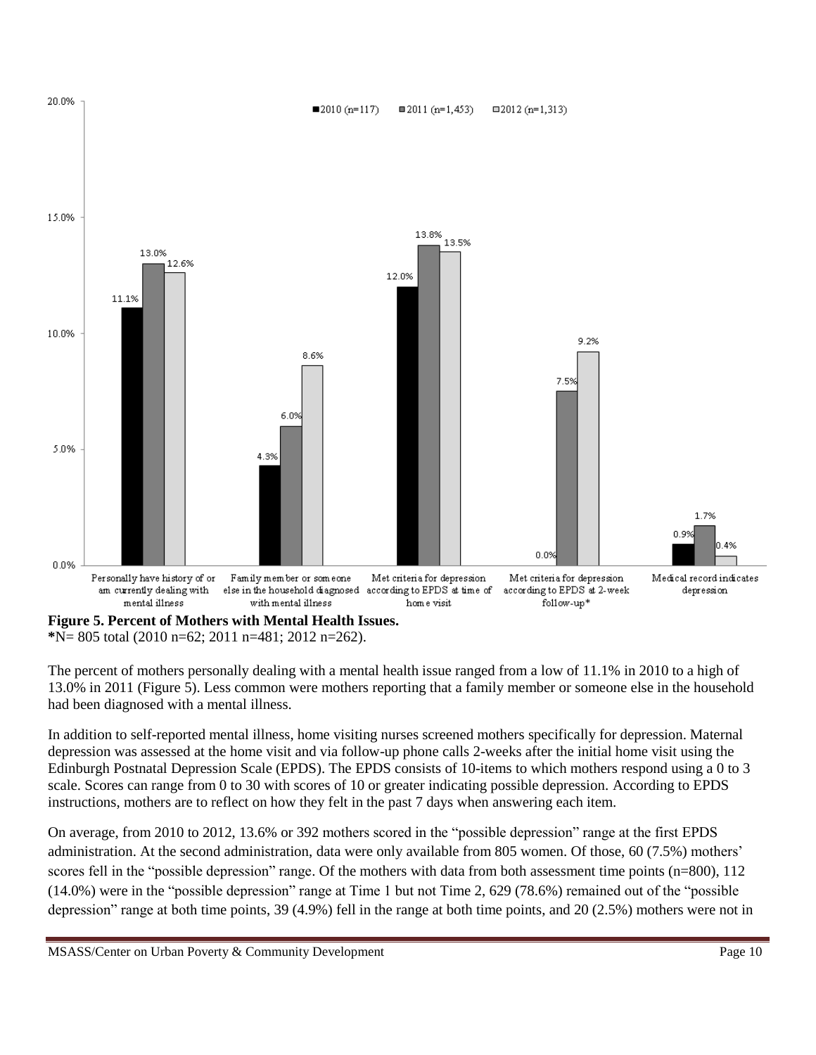| | 2010 (n=117) | 2011 (n=1,453) | 2012 (n=1,313) |
|---|---|---|---|
| Personally have history of or am currently dealing with mental illness | 11.1% | 13.0% | 12.6% |
| Family member or someone else in the household diagnosed with mental illness | 4.3% | 6.0% | 8.6% |
| Met criteria for depression according to EPDS at time of home visit | 12.0% | 13.8% | 13.5% |
| Met criteria for depression according to EPDS at 2-week follow-up* | 0.0% | 7.5% | 9.2% |
| Medical record indicates depression | 0.9% | 1.7% | 0.4% |

**Figure 5. Percent of Mothers with Mental Health Issues.**
*N= 805 total (2010 n=62; 2011 n=481; 2012 n=262).

The percent of mothers personally dealing with a mental health issue ranged from a low of 11.1% in 2010 to a high of 13.0% in 2011 (Figure 5). Less common were mothers reporting that a family member or someone else in the household had been diagnosed with a mental illness.

In addition to self-reported mental illness, home visiting nurses screened mothers specifically for depression. Maternal depression was assessed at the home visit and via follow-up phone calls 2-weeks after the initial home visit using the Edinburgh Postnatal Depression Scale (EPDS). The EPDS consists of 10-items to which mothers respond using a 0 to 3 scale. Scores can range from 0 to 30 with scores of 10 or greater indicating possible depression. According to EPDS instructions, mothers are to reflect on how they felt in the past 7 days when answering each item.

On average, from 2010 to 2012, 13.6% or 392 mothers scored in the "possible depression" range at the first EPDS administration. At the second administration, data were only available from 805 women. Of those, 60 (7.5%) mothers' scores fell in the "possible depression" range. Of the mothers with data from both assessment time points (n=800), 112 (14.0%) were in the "possible depression" range at Time 1 but not Time 2, 629 (78.6%) remained out of the "possible depression" range at both time points, 39 (4.9%) fell in the range at both time points, and 20 (2.5%) mothers were not in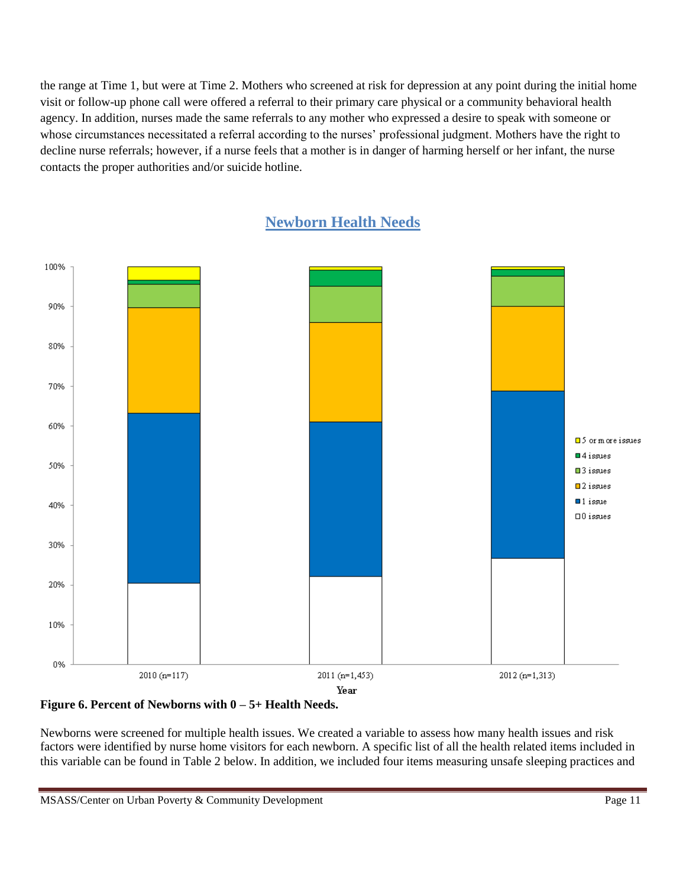the range at Time 1, but were at Time 2. Mothers who screened at risk for depression at any point during the initial home visit or follow-up phone call were offered a referral to their primary care physical or a community behavioral health agency. In addition, nurses made the same referrals to any mother who expressed a desire to speak with someone or whose circumstances necessitated a referral according to the nurses' professional judgment. Mothers have the right to decline nurse referrals; however, if a nurse feels that a mother is in danger of harming herself or her infant, the nurse contacts the proper authorities and/or suicide hotline.

## Newborn Health Needs

**Figure 6. Percent of Newborns with 0 – 5+ Health Needs.**

Newborns were screened for multiple health issues. We created a variable to assess how many health issues and risk factors were identified by nurse home visitors for each newborn. A specific list of all the health related items included in this variable can be found in Table 2 below. In addition, we included four items measuring unsafe sleeping practices and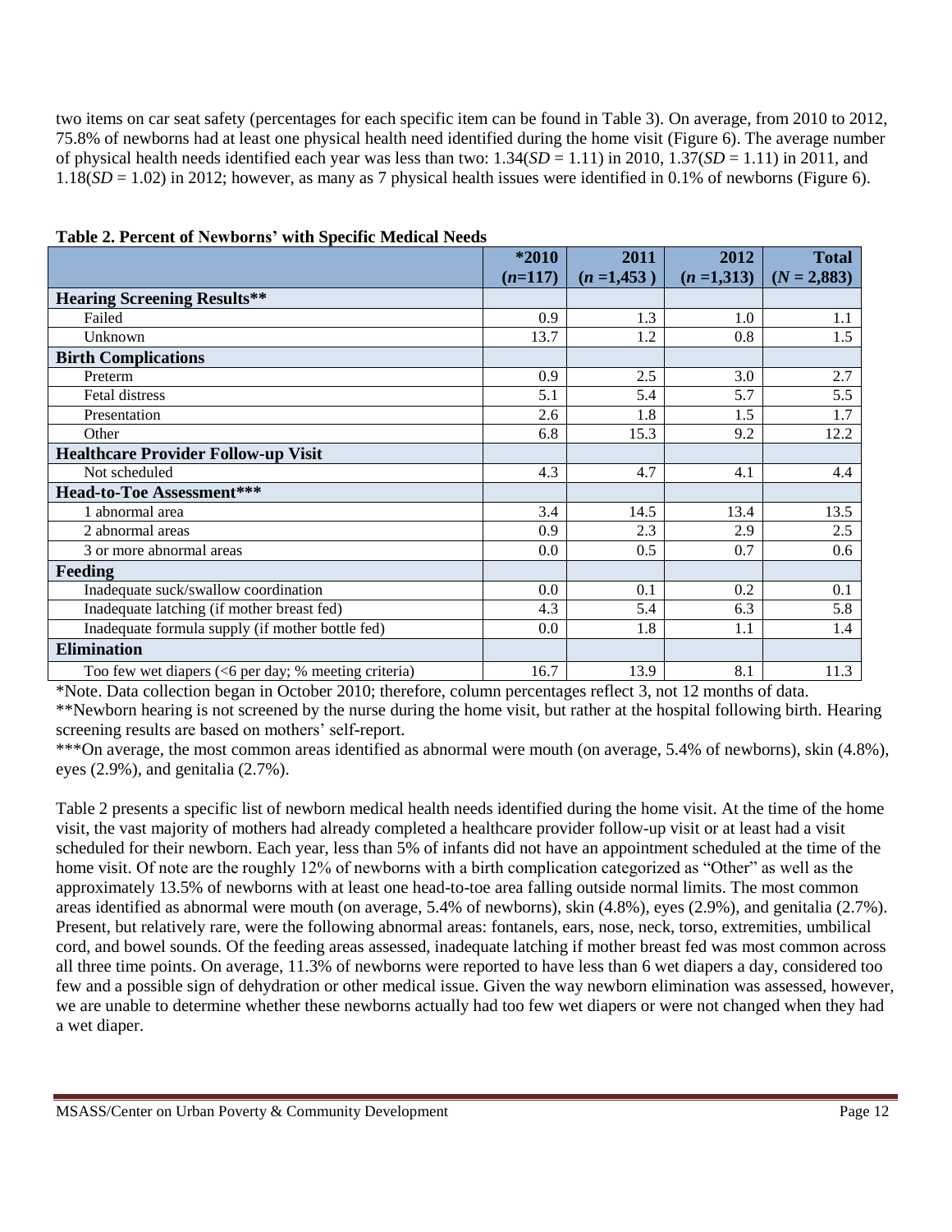two items on car seat safety (percentages for each specific item can be found in Table 3). On average, from 2010 to 2012, 75.8% of newborns had at least one physical health need identified during the home visit (Figure 6). The average number of physical health needs identified each year was less than two: 1.34($SD$ = 1.11) in 2010, 1.37($SD$ = 1.11) in 2011, and 1.18($SD$ = 1.02) in 2012; however, as many as 7 physical health issues were identified in 0.1% of newborns (Figure 6).

**Table 2. Percent of Newborns' with Specific Medical Needs**

| | *2010 ($n$=117) | 2011 ($n$ =1,453 ) | 2012 ($n$ =1,313) | Total ($N$ = 2,883) |
|---|---|---|---|---|
| **Hearing Screening Results**** | | | | |
| Failed | 0.9 | 1.3 | 1.0 | 1.1 |
| Unknown | 13.7 | 1.2 | 0.8 | 1.5 |
| **Birth Complications** | | | | |
| Preterm | 0.9 | 2.5 | 3.0 | 2.7 |
| Fetal distress | 5.1 | 5.4 | 5.7 | 5.5 |
| Presentation | 2.6 | 1.8 | 1.5 | 1.7 |
| Other | 6.8 | 15.3 | 9.2 | 12.2 |
| **Healthcare Provider Follow-up Visit** | | | | |
| Not scheduled | 4.3 | 4.7 | 4.1 | 4.4 |
| **Head-to-Toe Assessment***** | | | | |
| 1 abnormal area | 3.4 | 14.5 | 13.4 | 13.5 |
| 2 abnormal areas | 0.9 | 2.3 | 2.9 | 2.5 |
| 3 or more abnormal areas | 0.0 | 0.5 | 0.7 | 0.6 |
| **Feeding** | | | | |
| Inadequate suck/swallow coordination | 0.0 | 0.1 | 0.2 | 0.1 |
| Inadequate latching (if mother breast fed) | 4.3 | 5.4 | 6.3 | 5.8 |
| Inadequate formula supply (if mother bottle fed) | 0.0 | 1.8 | 1.1 | 1.4 |
| **Elimination** | | | | |
| Too few wet diapers (<6 per day; % meeting criteria) | 16.7 | 13.9 | 8.1 | 11.3 |

*Note. Data collection began in October 2010; therefore, column percentages reflect 3, not 12 months of data.
**Newborn hearing is not screened by the nurse during the home visit, but rather at the hospital following birth. Hearing screening results are based on mothers' self-report.
***On average, the most common areas identified as abnormal were mouth (on average, 5.4% of newborns), skin (4.8%), eyes (2.9%), and genitalia (2.7%).

Table 2 presents a specific list of newborn medical health needs identified during the home visit. At the time of the home visit, the vast majority of mothers had already completed a healthcare provider follow-up visit or at least had a visit scheduled for their newborn. Each year, less than 5% of infants did not have an appointment scheduled at the time of the home visit. Of note are the roughly 12% of newborns with a birth complication categorized as "Other" as well as the approximately 13.5% of newborns with at least one head-to-toe area falling outside normal limits. The most common areas identified as abnormal were mouth (on average, 5.4% of newborns), skin (4.8%), eyes (2.9%), and genitalia (2.7%). Present, but relatively rare, were the following abnormal areas: fontanels, ears, nose, neck, torso, extremities, umbilical cord, and bowel sounds. Of the feeding areas assessed, inadequate latching if mother breast fed was most common across all three time points. On average, 11.3% of newborns were reported to have less than 6 wet diapers a day, considered too few and a possible sign of dehydration or other medical issue. Given the way newborn elimination was assessed, however, we are unable to determine whether these newborns actually had too few wet diapers or were not changed when they had a wet diaper.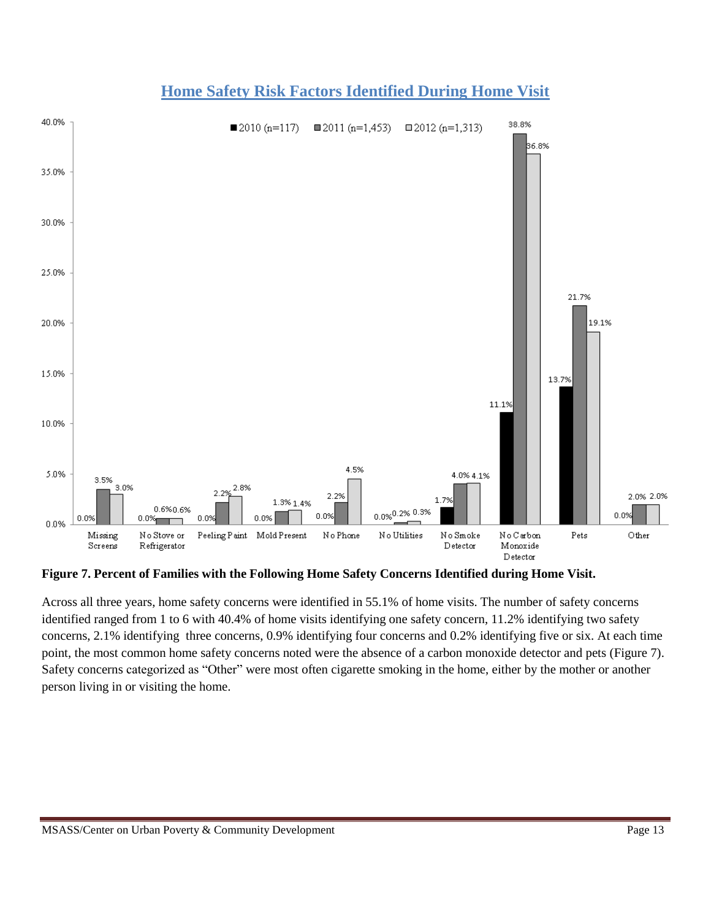## Home Safety Risk Factors Identified During Home Visit

| | 2010 (n=117) | 2011 (n=1,453) | 2012 (n=1,313) |
|---|---|---|---|
| Missing Screens | 0.0% | 3.5% | 3.0% |
| No Stove or Refrigerator | 0.0% | 0.6% | 0.6% |
| Peeling Paint | 0.0% | 2.2% | 2.8% |
| Mold Present | 0.0% | 1.3% | 1.4% |
| No Phone | 0.0% | 2.2% | 4.5% |
| No Utilities | 0.0% | 0.2% | 0.3% |
| No Smoke Detector | 1.7% | 4.0% | 4.1% |
| No Carbon Monoxide Detector | 11.1% | 38.8% | 36.8% |
| Pets | 13.7% | 21.7% | 19.1% |
| Other | 0.0% | 2.0% | 2.0% |

**Figure 7. Percent of Families with the Following Home Safety Concerns Identified during Home Visit.**

Across all three years, home safety concerns were identified in 55.1% of home visits. The number of safety concerns identified ranged from 1 to 6 with 40.4% of home visits identifying one safety concern, 11.2% identifying two safety concerns, 2.1% identifying three concerns, 0.9% identifying four concerns and 0.2% identifying five or six. At each time point, the most common home safety concerns noted were the absence of a carbon monoxide detector and pets (Figure 7). Safety concerns categorized as "Other" were most often cigarette smoking in the home, either by the mother or another person living in or visiting the home.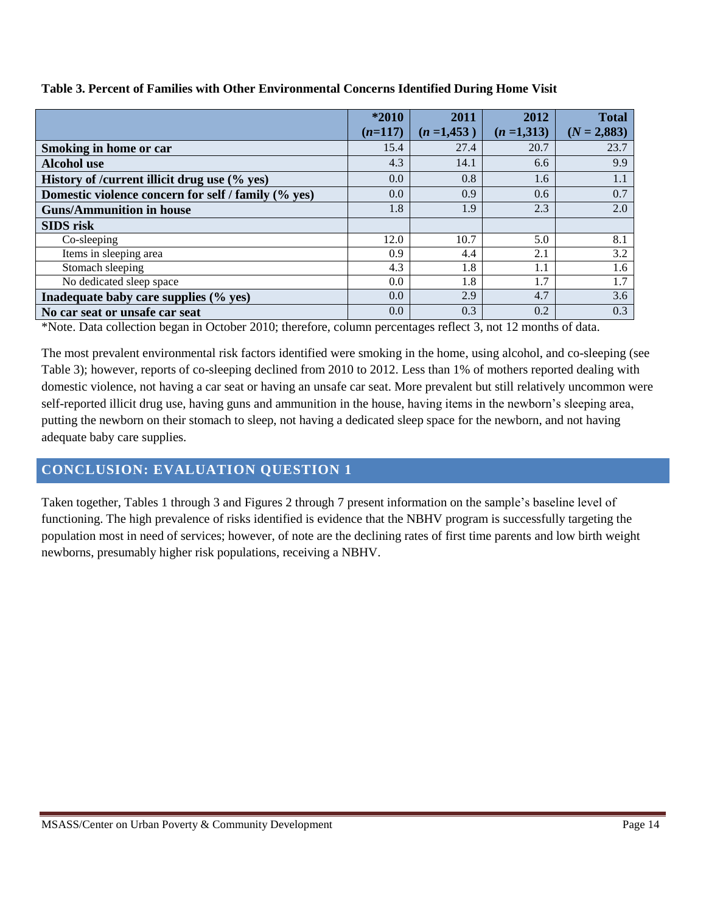**Table 3. Percent of Families with Other Environmental Concerns Identified During Home Visit**

| | *2010 (*n*=117) | 2011 (*n* =1,453 ) | 2012 (*n* =1,313) | Total (*N* = 2,883) |
|---|---|---|---|---|
| **Smoking in home or car** | 15.4 | 27.4 | 20.7 | 23.7 |
| **Alcohol use** | 4.3 | 14.1 | 6.6 | 9.9 |
| **History of /current illicit drug use (% yes)** | 0.0 | 0.8 | 1.6 | 1.1 |
| **Domestic violence concern for self / family (% yes)** | 0.0 | 0.9 | 0.6 | 0.7 |
| **Guns/Ammunition in house** | 1.8 | 1.9 | 2.3 | 2.0 |
| **SIDS risk** | | | | |
| Co-sleeping | 12.0 | 10.7 | 5.0 | 8.1 |
| Items in sleeping area | 0.9 | 4.4 | 2.1 | 3.2 |
| Stomach sleeping | 4.3 | 1.8 | 1.1 | 1.6 |
| No dedicated sleep space | 0.0 | 1.8 | 1.7 | 1.7 |
| **Inadequate baby care supplies (% yes)** | 0.0 | 2.9 | 4.7 | 3.6 |
| **No car seat or unsafe car seat** | 0.0 | 0.3 | 0.2 | 0.3 |

*Note. Data collection began in October 2010; therefore, column percentages reflect 3, not 12 months of data.

The most prevalent environmental risk factors identified were smoking in the home, using alcohol, and co-sleeping (see Table 3); however, reports of co-sleeping declined from 2010 to 2012. Less than 1% of mothers reported dealing with domestic violence, not having a car seat or having an unsafe car seat. More prevalent but still relatively uncommon were self-reported illicit drug use, having guns and ammunition in the house, having items in the newborn's sleeping area, putting the newborn on their stomach to sleep, not having a dedicated sleep space for the newborn, and not having adequate baby care supplies.

## CONCLUSION: EVALUATION QUESTION 1

Taken together, Tables 1 through 3 and Figures 2 through 7 present information on the sample's baseline level of functioning. The high prevalence of risks identified is evidence that the NBHV program is successfully targeting the population most in need of services; however, of note are the declining rates of first time parents and low birth weight newborns, presumably higher risk populations, receiving a NBHV.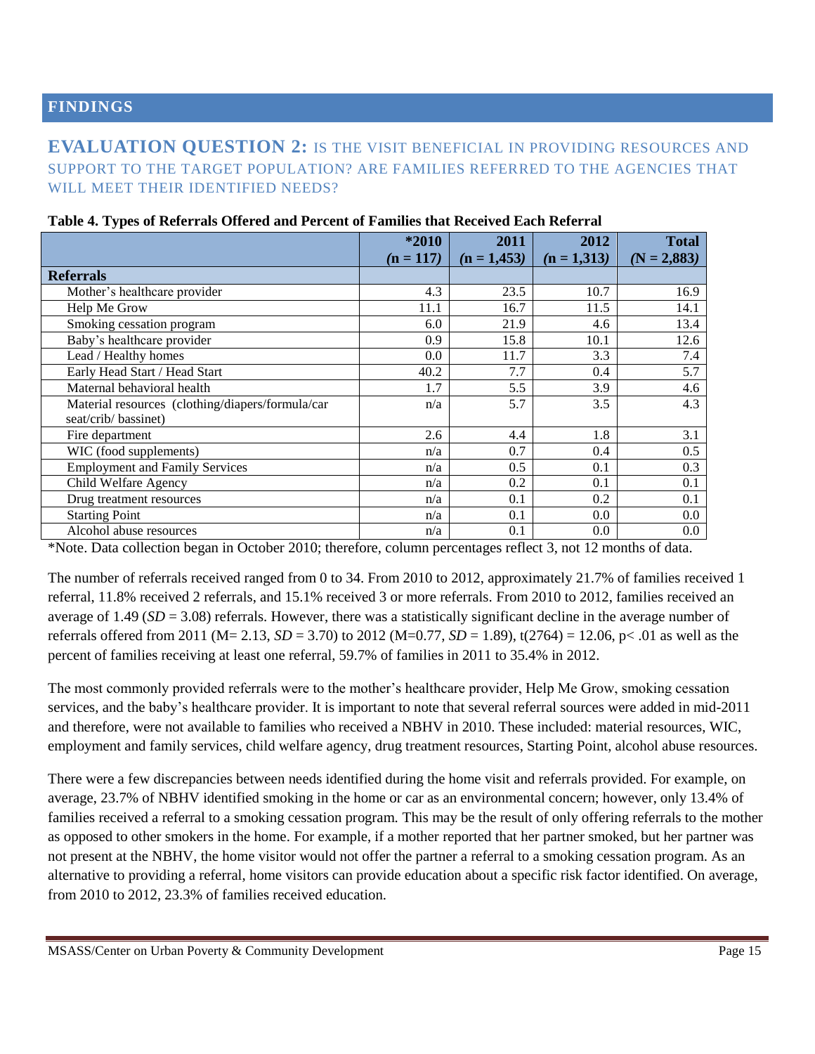## FINDINGS

### EVALUATION QUESTION 2: IS THE VISIT BENEFICIAL IN PROVIDING RESOURCES AND SUPPORT TO THE TARGET POPULATION? ARE FAMILIES REFERRED TO THE AGENCIES THAT WILL MEET THEIR IDENTIFIED NEEDS?

**Table 4. Types of Referrals Offered and Percent of Families that Received Each Referral**

| | *2010 (n = 117) | 2011 (n = 1,453) | 2012 (n = 1,313) | Total (N = 2,883) |
|---|---|---|---|---|
| **Referrals** | | | | |
| Mother's healthcare provider | 4.3 | 23.5 | 10.7 | 16.9 |
| Help Me Grow | 11.1 | 16.7 | 11.5 | 14.1 |
| Smoking cessation program | 6.0 | 21.9 | 4.6 | 13.4 |
| Baby's healthcare provider | 0.9 | 15.8 | 10.1 | 12.6 |
| Lead / Healthy homes | 0.0 | 11.7 | 3.3 | 7.4 |
| Early Head Start / Head Start | 40.2 | 7.7 | 0.4 | 5.7 |
| Maternal behavioral health | 1.7 | 5.5 | 3.9 | 4.6 |
| Material resources (clothing/diapers/formula/car seat/crib/ bassinet) | n/a | 5.7 | 3.5 | 4.3 |
| Fire department | 2.6 | 4.4 | 1.8 | 3.1 |
| WIC (food supplements) | n/a | 0.7 | 0.4 | 0.5 |
| Employment and Family Services | n/a | 0.5 | 0.1 | 0.3 |
| Child Welfare Agency | n/a | 0.2 | 0.1 | 0.1 |
| Drug treatment resources | n/a | 0.1 | 0.2 | 0.1 |
| Starting Point | n/a | 0.1 | 0.0 | 0.0 |
| Alcohol abuse resources | n/a | 0.1 | 0.0 | 0.0 |

*Note. Data collection began in October 2010; therefore, column percentages reflect 3, not 12 months of data.

The number of referrals received ranged from 0 to 34. From 2010 to 2012, approximately 21.7% of families received 1 referral, 11.8% received 2 referrals, and 15.1% received 3 or more referrals. From 2010 to 2012, families received an average of 1.49 (*SD* = 3.08) referrals. However, there was a statistically significant decline in the average number of referrals offered from 2011 (M= 2.13, *SD* = 3.70) to 2012 (M=0.77, *SD* = 1.89), $t(2764) = 12.06$, $p < .01$ as well as the percent of families receiving at least one referral, 59.7% of families in 2011 to 35.4% in 2012.

The most commonly provided referrals were to the mother's healthcare provider, Help Me Grow, smoking cessation services, and the baby's healthcare provider. It is important to note that several referral sources were added in mid-2011 and therefore, were not available to families who received a NBHV in 2010. These included: material resources, WIC, employment and family services, child welfare agency, drug treatment resources, Starting Point, alcohol abuse resources.

There were a few discrepancies between needs identified during the home visit and referrals provided. For example, on average, 23.7% of NBHV identified smoking in the home or car as an environmental concern; however, only 13.4% of families received a referral to a smoking cessation program. This may be the result of only offering referrals to the mother as opposed to other smokers in the home. For example, if a mother reported that her partner smoked, but her partner was not present at the NBHV, the home visitor would not offer the partner a referral to a smoking cessation program. As an alternative to providing a referral, home visitors can provide education about a specific risk factor identified. On average, from 2010 to 2012, 23.3% of families received education.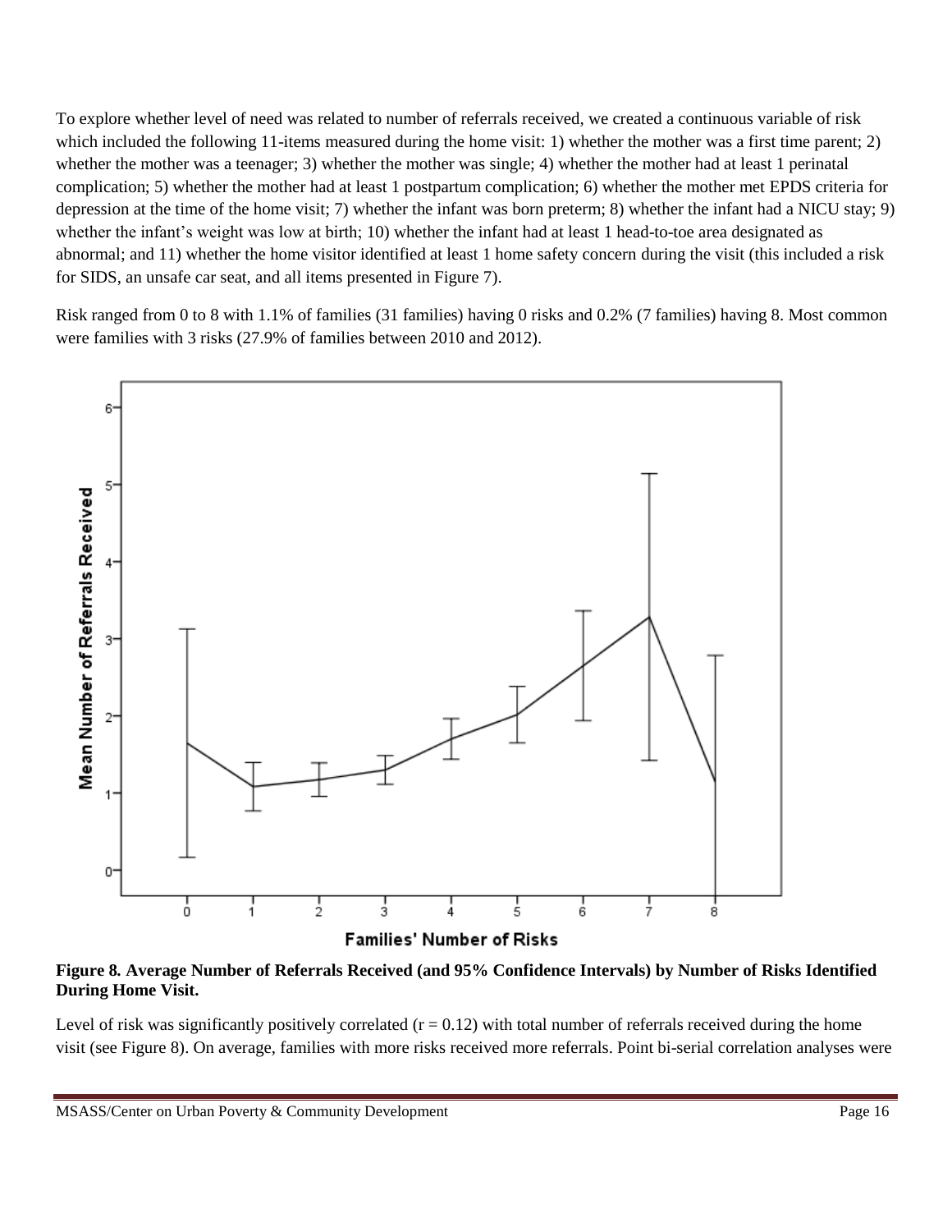To explore whether level of need was related to number of referrals received, we created a continuous variable of risk which included the following 11-items measured during the home visit: 1) whether the mother was a first time parent; 2) whether the mother was a teenager; 3) whether the mother was single; 4) whether the mother had at least 1 perinatal complication; 5) whether the mother had at least 1 postpartum complication; 6) whether the mother met EPDS criteria for depression at the time of the home visit; 7) whether the infant was born preterm; 8) whether the infant had a NICU stay; 9) whether the infant's weight was low at birth; 10) whether the infant had at least 1 head-to-toe area designated as abnormal; and 11) whether the home visitor identified at least 1 home safety concern during the visit (this included a risk for SIDS, an unsafe car seat, and all items presented in Figure 7).

Risk ranged from 0 to 8 with 1.1% of families (31 families) having 0 risks and 0.2% (7 families) having 8. Most common were families with 3 risks (27.9% of families between 2010 and 2012).

**Figure 8. Average Number of Referrals Received (and 95% Confidence Intervals) by Number of Risks Identified During Home Visit.**

Level of risk was significantly positively correlated ($r = 0.12$) with total number of referrals received during the home visit (see Figure 8). On average, families with more risks received more referrals. Point bi-serial correlation analyses were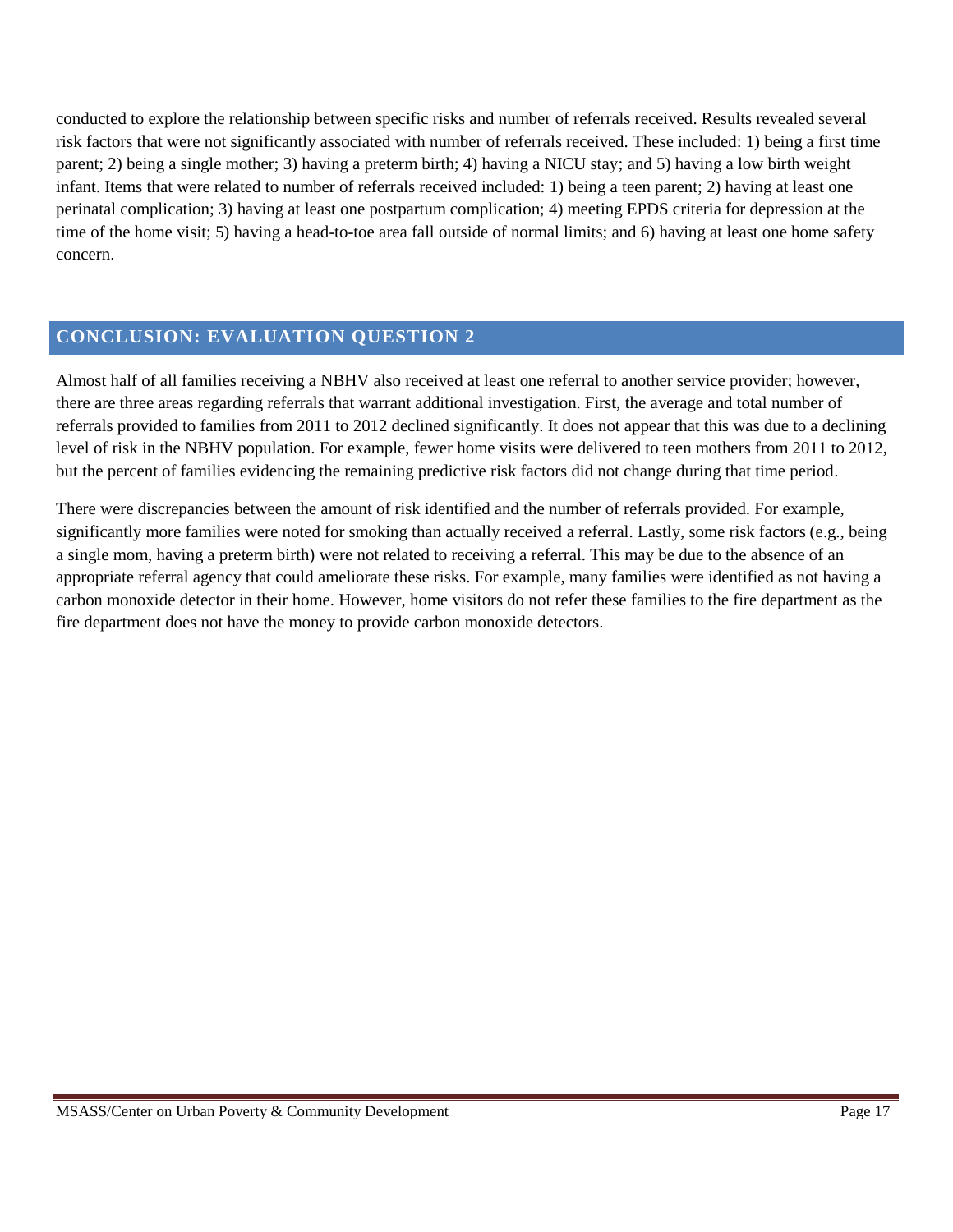conducted to explore the relationship between specific risks and number of referrals received. Results revealed several risk factors that were not significantly associated with number of referrals received. These included: 1) being a first time parent; 2) being a single mother; 3) having a preterm birth; 4) having a NICU stay; and 5) having a low birth weight infant. Items that were related to number of referrals received included: 1) being a teen parent; 2) having at least one perinatal complication; 3) having at least one postpartum complication; 4) meeting EPDS criteria for depression at the time of the home visit; 5) having a head-to-toe area fall outside of normal limits; and 6) having at least one home safety concern.

## CONCLUSION: EVALUATION QUESTION 2

Almost half of all families receiving a NBHV also received at least one referral to another service provider; however, there are three areas regarding referrals that warrant additional investigation. First, the average and total number of referrals provided to families from 2011 to 2012 declined significantly. It does not appear that this was due to a declining level of risk in the NBHV population. For example, fewer home visits were delivered to teen mothers from 2011 to 2012, but the percent of families evidencing the remaining predictive risk factors did not change during that time period.

There were discrepancies between the amount of risk identified and the number of referrals provided. For example, significantly more families were noted for smoking than actually received a referral. Lastly, some risk factors (e.g., being a single mom, having a preterm birth) were not related to receiving a referral. This may be due to the absence of an appropriate referral agency that could ameliorate these risks. For example, many families were identified as not having a carbon monoxide detector in their home. However, home visitors do not refer these families to the fire department as the fire department does not have the money to provide carbon monoxide detectors.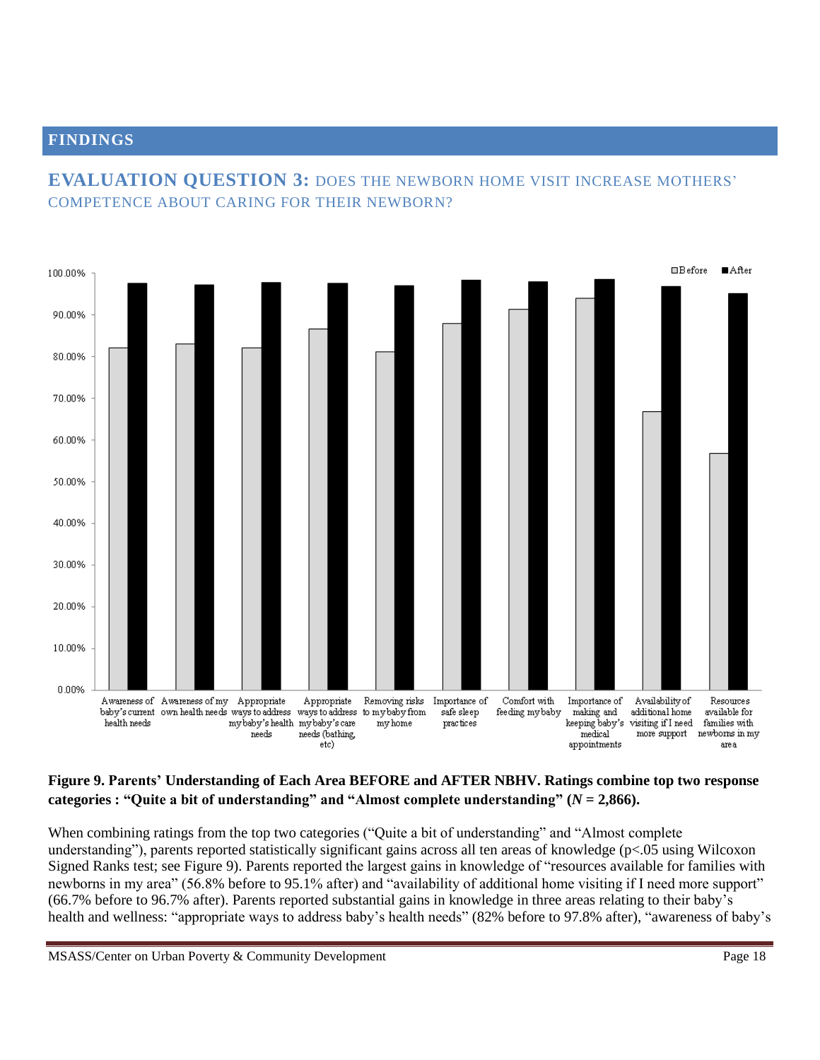## FINDINGS

### EVALUATION QUESTION 3: DOES THE NEWBORN HOME VISIT INCREASE MOTHERS' COMPETENCE ABOUT CARING FOR THEIR NEWBORN?

**Figure 9. Parents' Understanding of Each Area BEFORE and AFTER NBHV. Ratings combine top two response categories : "Quite a bit of understanding" and "Almost complete understanding" (*N* = 2,866).**

When combining ratings from the top two categories ("Quite a bit of understanding" and "Almost complete understanding"), parents reported statistically significant gains across all ten areas of knowledge ($p<.05$ using Wilcoxon Signed Ranks test; see Figure 9). Parents reported the largest gains in knowledge of "resources available for families with newborns in my area" (56.8% before to 95.1% after) and "availability of additional home visiting if I need more support" (66.7% before to 96.7% after). Parents reported substantial gains in knowledge in three areas relating to their baby's health and wellness: "appropriate ways to address baby's health needs" (82% before to 97.8% after), "awareness of baby's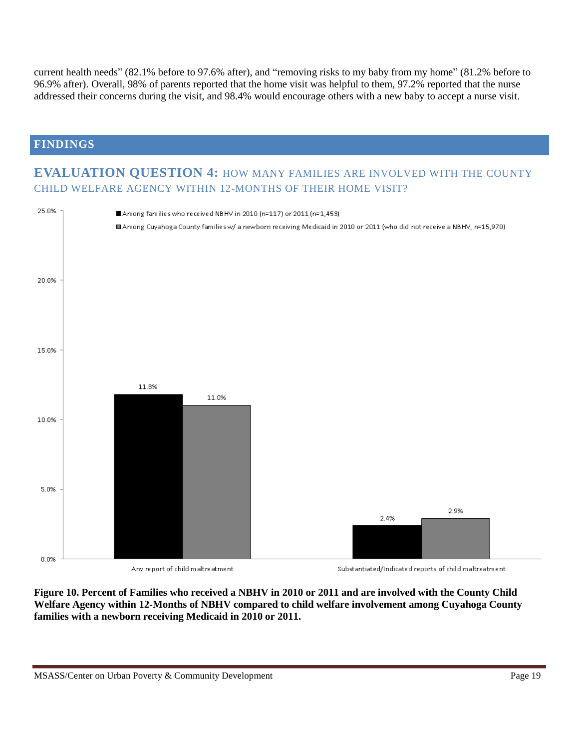current health needs” (82.1% before to 97.6% after), and “removing risks to my baby from my home” (81.2% before to 96.9% after). Overall, 98% of parents reported that the home visit was helpful to them, 97.2% reported that the nurse addressed their concerns during the visit, and 98.4% would encourage others with a new baby to accept a nurse visit.

## FINDINGS

### EVALUATION QUESTION 4: HOW MANY FAMILIES ARE INVOLVED WITH THE COUNTY CHILD WELFARE AGENCY WITHIN 12-MONTHS OF THEIR HOME VISIT?

| | Any report of child maltreatment | Substantiated/Indicated reports of child maltreatment |
|---|---|---|
| Among families who received NBHV in 2010 (n=117) or 2011 (n=1,453) | 11.8% | 2.4% |
| Among Cuyahoga County families w/ a newborn receiving Medicaid in 2010 or 2011 (who did not receive a NBHV, n=15,970) | 11.0% | 2.9% |

**Figure 10. Percent of Families who received a NBHV in 2010 or 2011 and are involved with the County Child Welfare Agency within 12-Months of NBHV compared to child welfare involvement among Cuyahoga County families with a newborn receiving Medicaid in 2010 or 2011.**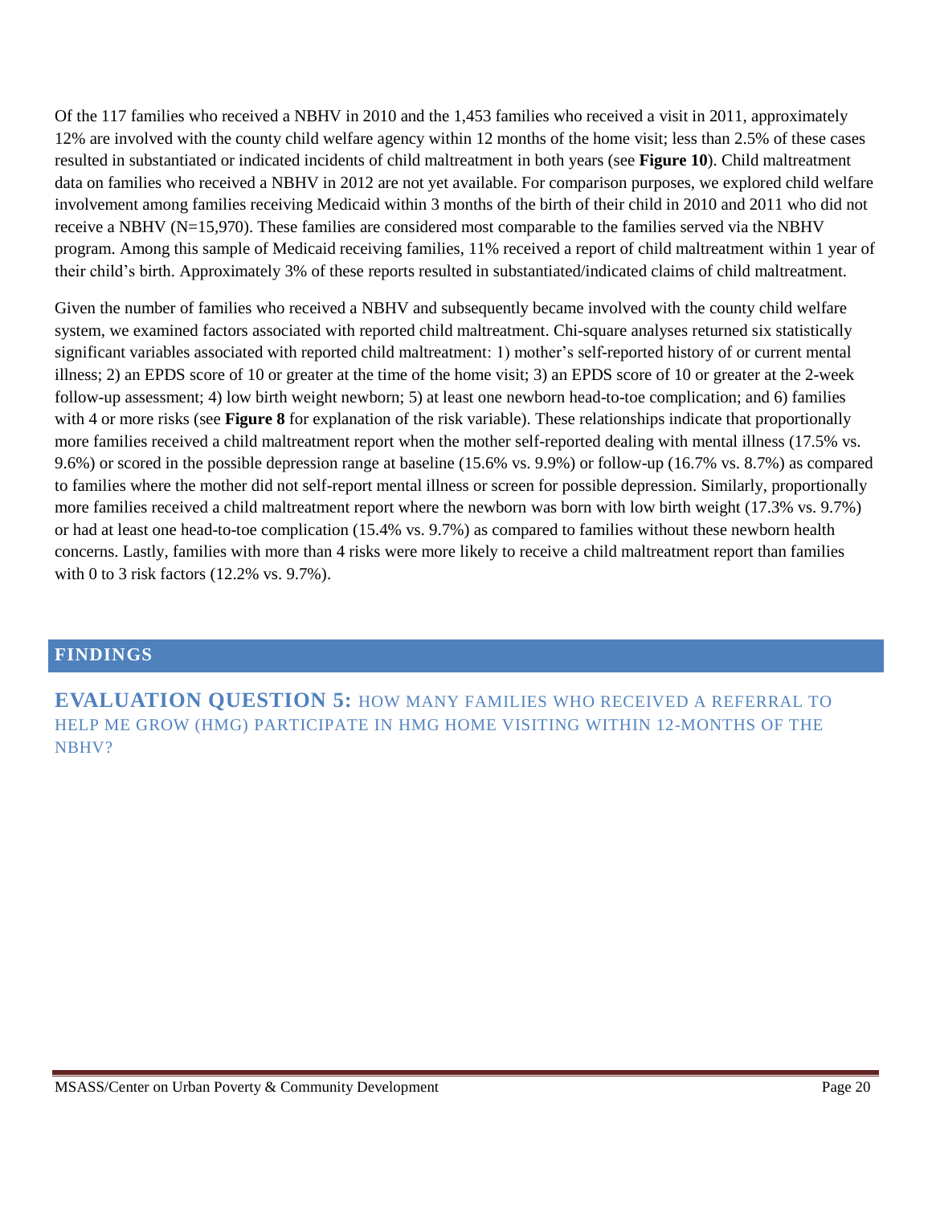Of the 117 families who received a NBHV in 2010 and the 1,453 families who received a visit in 2011, approximately 12% are involved with the county child welfare agency within 12 months of the home visit; less than 2.5% of these cases resulted in substantiated or indicated incidents of child maltreatment in both years (see **Figure 10**). Child maltreatment data on families who received a NBHV in 2012 are not yet available. For comparison purposes, we explored child welfare involvement among families receiving Medicaid within 3 months of the birth of their child in 2010 and 2011 who did not receive a NBHV (N=15,970). These families are considered most comparable to the families served via the NBHV program. Among this sample of Medicaid receiving families, 11% received a report of child maltreatment within 1 year of their child's birth. Approximately 3% of these reports resulted in substantiated/indicated claims of child maltreatment.

Given the number of families who received a NBHV and subsequently became involved with the county child welfare system, we examined factors associated with reported child maltreatment. Chi-square analyses returned six statistically significant variables associated with reported child maltreatment: 1) mother's self-reported history of or current mental illness; 2) an EPDS score of 10 or greater at the time of the home visit; 3) an EPDS score of 10 or greater at the 2-week follow-up assessment; 4) low birth weight newborn; 5) at least one newborn head-to-toe complication; and 6) families with 4 or more risks (see **Figure 8** for explanation of the risk variable). These relationships indicate that proportionally more families received a child maltreatment report when the mother self-reported dealing with mental illness (17.5% vs. 9.6%) or scored in the possible depression range at baseline (15.6% vs. 9.9%) or follow-up (16.7% vs. 8.7%) as compared to families where the mother did not self-report mental illness or screen for possible depression. Similarly, proportionally more families received a child maltreatment report where the newborn was born with low birth weight (17.3% vs. 9.7%) or had at least one head-to-toe complication (15.4% vs. 9.7%) as compared to families without these newborn health concerns. Lastly, families with more than 4 risks were more likely to receive a child maltreatment report than families with 0 to 3 risk factors (12.2% vs. 9.7%).

## FINDINGS

### EVALUATION QUESTION 5: HOW MANY FAMILIES WHO RECEIVED A REFERRAL TO HELP ME GROW (HMG) PARTICIPATE IN HMG HOME VISITING WITHIN 12-MONTHS OF THE NBHV?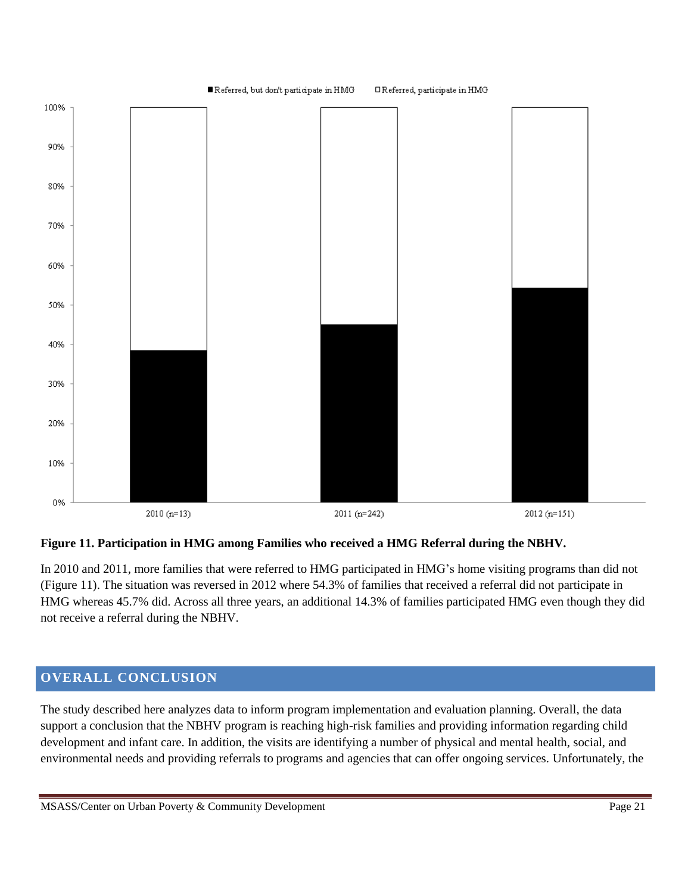Figure 11. Participation in HMG among Families who received a HMG Referral during the NBHV.

In 2010 and 2011, more families that were referred to HMG participated in HMG's home visiting programs than did not (Figure 11). The situation was reversed in 2012 where 54.3% of families that received a referral did not participate in HMG whereas 45.7% did. Across all three years, an additional 14.3% of families participated HMG even though they did not receive a referral during the NBHV.

## OVERALL CONCLUSION

The study described here analyzes data to inform program implementation and evaluation planning. Overall, the data support a conclusion that the NBHV program is reaching high-risk families and providing information regarding child development and infant care. In addition, the visits are identifying a number of physical and mental health, social, and environmental needs and providing referrals to programs and agencies that can offer ongoing services. Unfortunately, the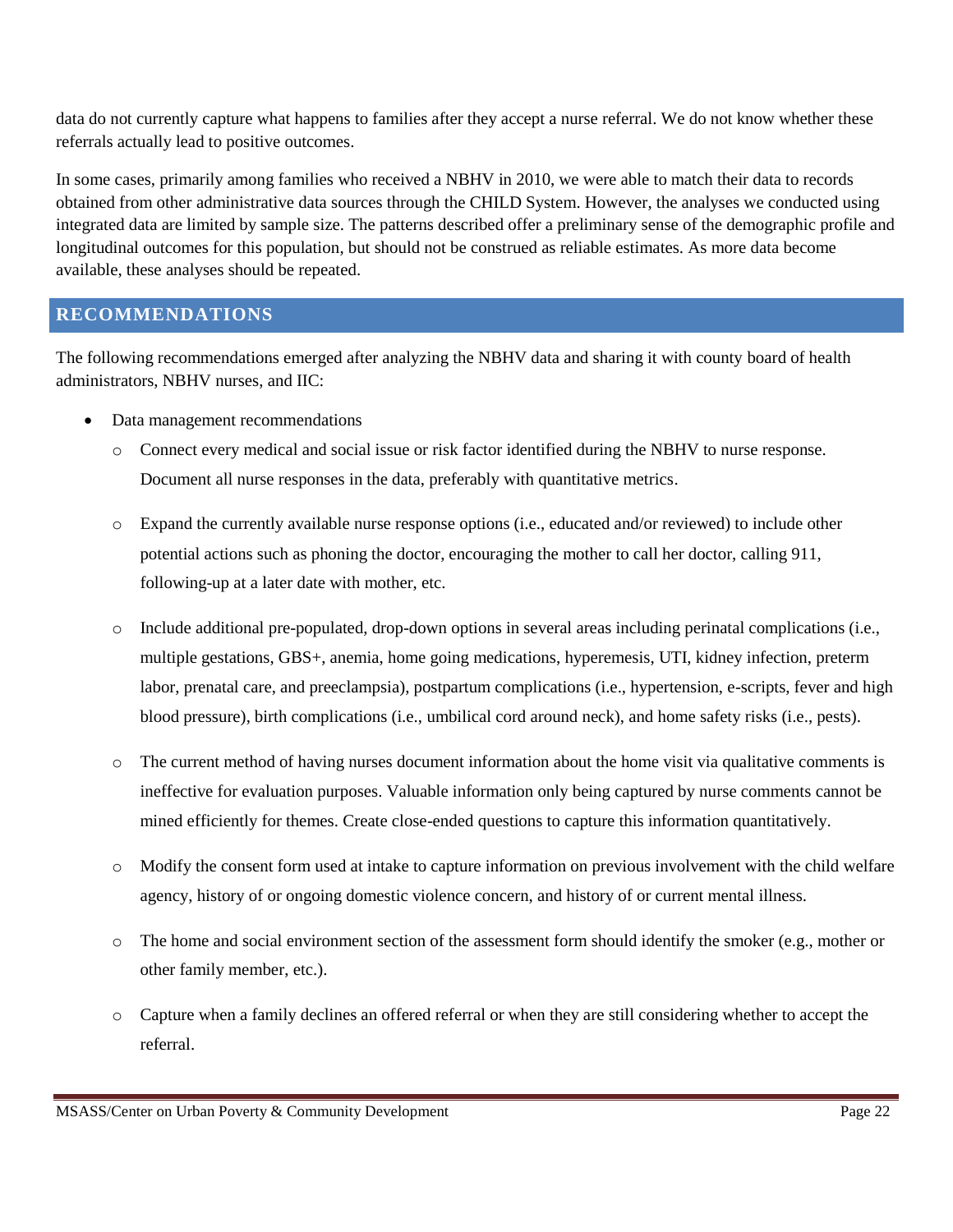data do not currently capture what happens to families after they accept a nurse referral. We do not know whether these referrals actually lead to positive outcomes.

In some cases, primarily among families who received a NBHV in 2010, we were able to match their data to records obtained from other administrative data sources through the CHILD System. However, the analyses we conducted using integrated data are limited by sample size. The patterns described offer a preliminary sense of the demographic profile and longitudinal outcomes for this population, but should not be construed as reliable estimates. As more data become available, these analyses should be repeated.

## RECOMMENDATIONS

The following recommendations emerged after analyzing the NBHV data and sharing it with county board of health administrators, NBHV nurses, and IIC:

- Data management recommendations
  - Connect every medical and social issue or risk factor identified during the NBHV to nurse response. Document all nurse responses in the data, preferably with quantitative metrics.
  - Expand the currently available nurse response options (i.e., educated and/or reviewed) to include other potential actions such as phoning the doctor, encouraging the mother to call her doctor, calling 911, following-up at a later date with mother, etc.
  - Include additional pre-populated, drop-down options in several areas including perinatal complications (i.e., multiple gestations, GBS+, anemia, home going medications, hyperemesis, UTI, kidney infection, preterm labor, prenatal care, and preeclampsia), postpartum complications (i.e., hypertension, e-scripts, fever and high blood pressure), birth complications (i.e., umbilical cord around neck), and home safety risks (i.e., pests).
  - The current method of having nurses document information about the home visit via qualitative comments is ineffective for evaluation purposes. Valuable information only being captured by nurse comments cannot be mined efficiently for themes. Create close-ended questions to capture this information quantitatively.
  - Modify the consent form used at intake to capture information on previous involvement with the child welfare agency, history of or ongoing domestic violence concern, and history of or current mental illness.
  - The home and social environment section of the assessment form should identify the smoker (e.g., mother or other family member, etc.).
  - Capture when a family declines an offered referral or when they are still considering whether to accept the referral.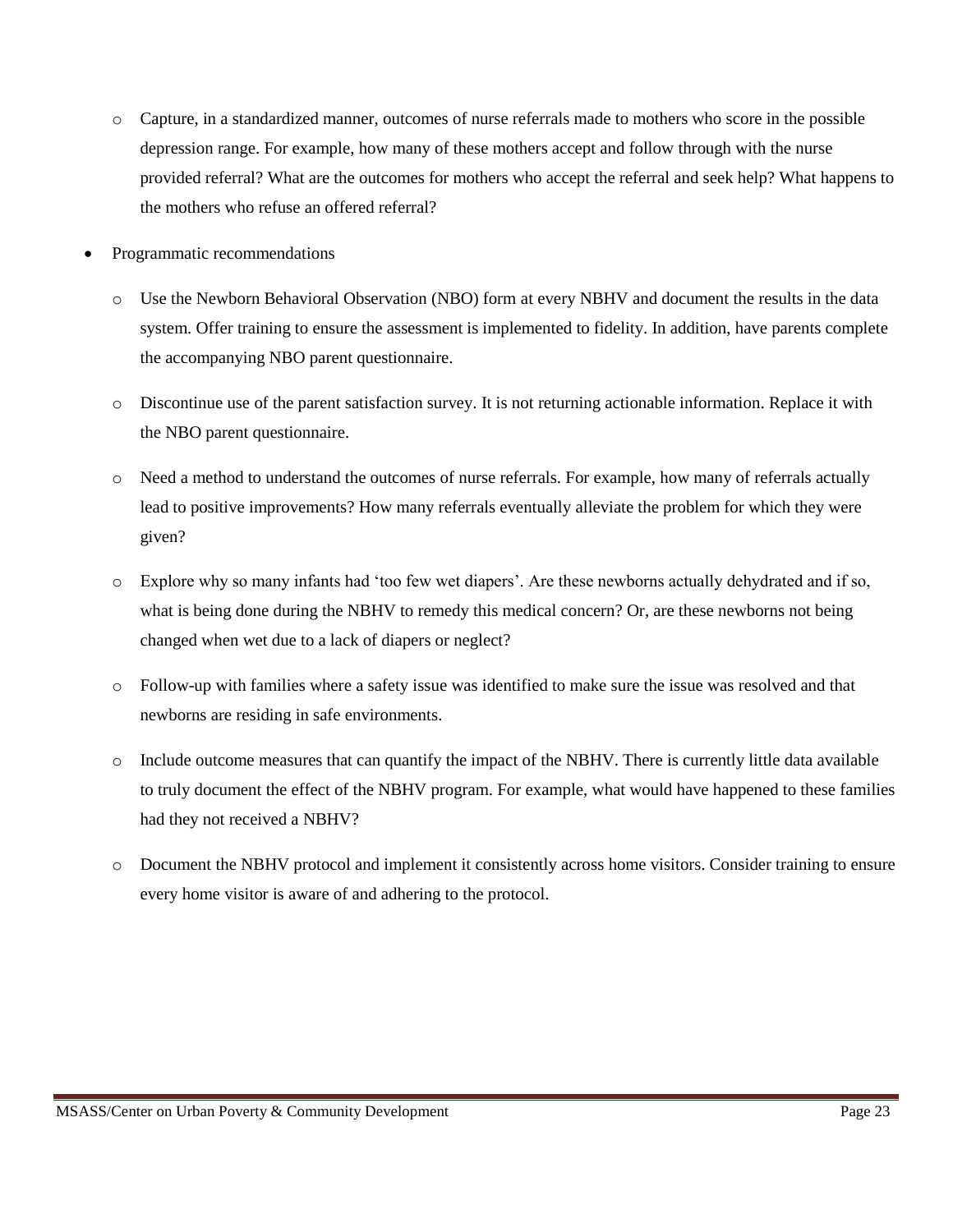- Capture, in a standardized manner, outcomes of nurse referrals made to mothers who score in the possible depression range. For example, how many of these mothers accept and follow through with the nurse provided referral? What are the outcomes for mothers who accept the referral and seek help? What happens to the mothers who refuse an offered referral?

- Programmatic recommendations
  - Use the Newborn Behavioral Observation (NBO) form at every NBHV and document the results in the data system. Offer training to ensure the assessment is implemented to fidelity. In addition, have parents complete the accompanying NBO parent questionnaire.
  - Discontinue use of the parent satisfaction survey. It is not returning actionable information. Replace it with the NBO parent questionnaire.
  - Need a method to understand the outcomes of nurse referrals. For example, how many of referrals actually lead to positive improvements? How many referrals eventually alleviate the problem for which they were given?
  - Explore why so many infants had 'too few wet diapers'. Are these newborns actually dehydrated and if so, what is being done during the NBHV to remedy this medical concern? Or, are these newborns not being changed when wet due to a lack of diapers or neglect?
  - Follow-up with families where a safety issue was identified to make sure the issue was resolved and that newborns are residing in safe environments.
  - Include outcome measures that can quantify the impact of the NBHV. There is currently little data available to truly document the effect of the NBHV program. For example, what would have happened to these families had they not received a NBHV?
  - Document the NBHV protocol and implement it consistently across home visitors. Consider training to ensure every home visitor is aware of and adhering to the protocol.